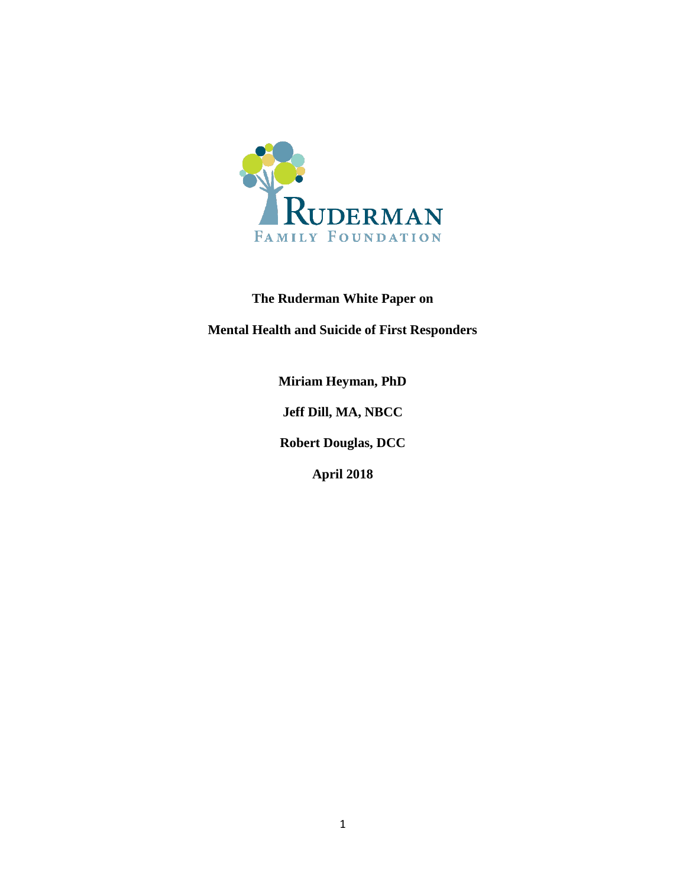RUDERMAN
FAMILY FOUNDATION

# The Ruderman White Paper on

# Mental Health and Suicide of First Responders

**Miriam Heyman, PhD**

**Jeff Dill, MA, NBCC**

**Robert Douglas, DCC**

**April 2018**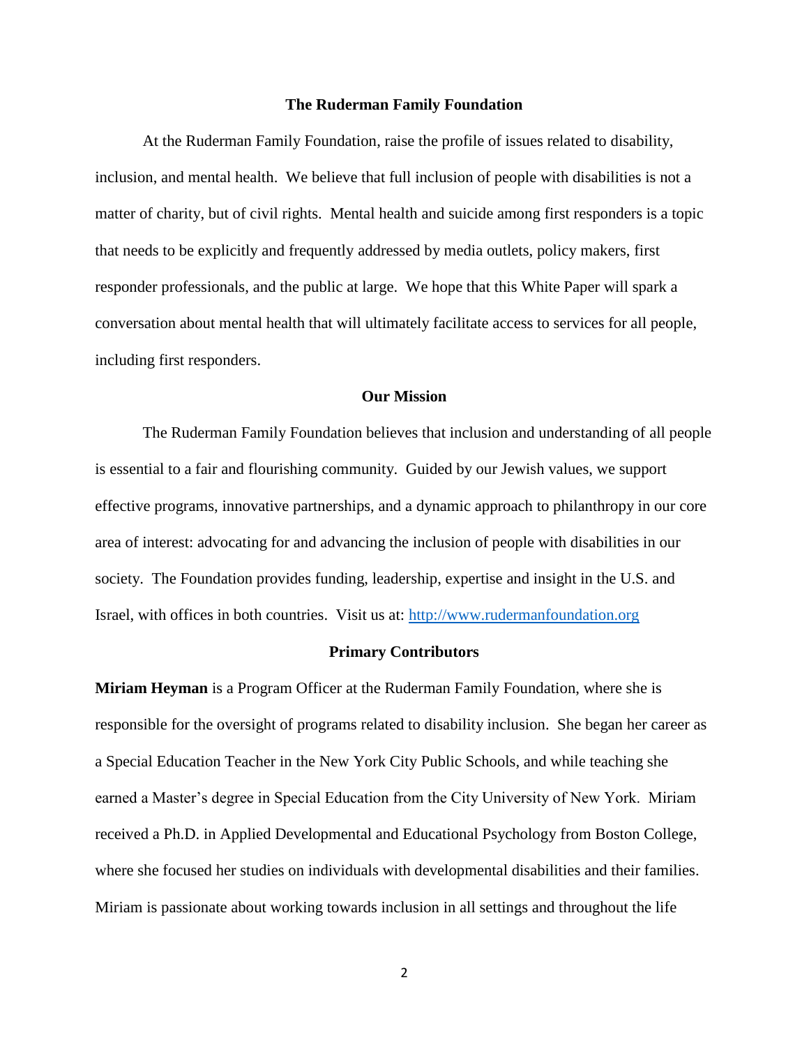## The Ruderman Family Foundation

At the Ruderman Family Foundation, raise the profile of issues related to disability, inclusion, and mental health. We believe that full inclusion of people with disabilities is not a matter of charity, but of civil rights. Mental health and suicide among first responders is a topic that needs to be explicitly and frequently addressed by media outlets, policy makers, first responder professionals, and the public at large. We hope that this White Paper will spark a conversation about mental health that will ultimately facilitate access to services for all people, including first responders.

## Our Mission

The Ruderman Family Foundation believes that inclusion and understanding of all people is essential to a fair and flourishing community. Guided by our Jewish values, we support effective programs, innovative partnerships, and a dynamic approach to philanthropy in our core area of interest: advocating for and advancing the inclusion of people with disabilities in our society. The Foundation provides funding, leadership, expertise and insight in the U.S. and Israel, with offices in both countries. Visit us at: [http://www.rudermanfoundation.org](http://www.rudermanfoundation.org)

## Primary Contributors

**Miriam Heyman** is a Program Officer at the Ruderman Family Foundation, where she is responsible for the oversight of programs related to disability inclusion. She began her career as a Special Education Teacher in the New York City Public Schools, and while teaching she earned a Master's degree in Special Education from the City University of New York. Miriam received a Ph.D. in Applied Developmental and Educational Psychology from Boston College, where she focused her studies on individuals with developmental disabilities and their families. Miriam is passionate about working towards inclusion in all settings and throughout the life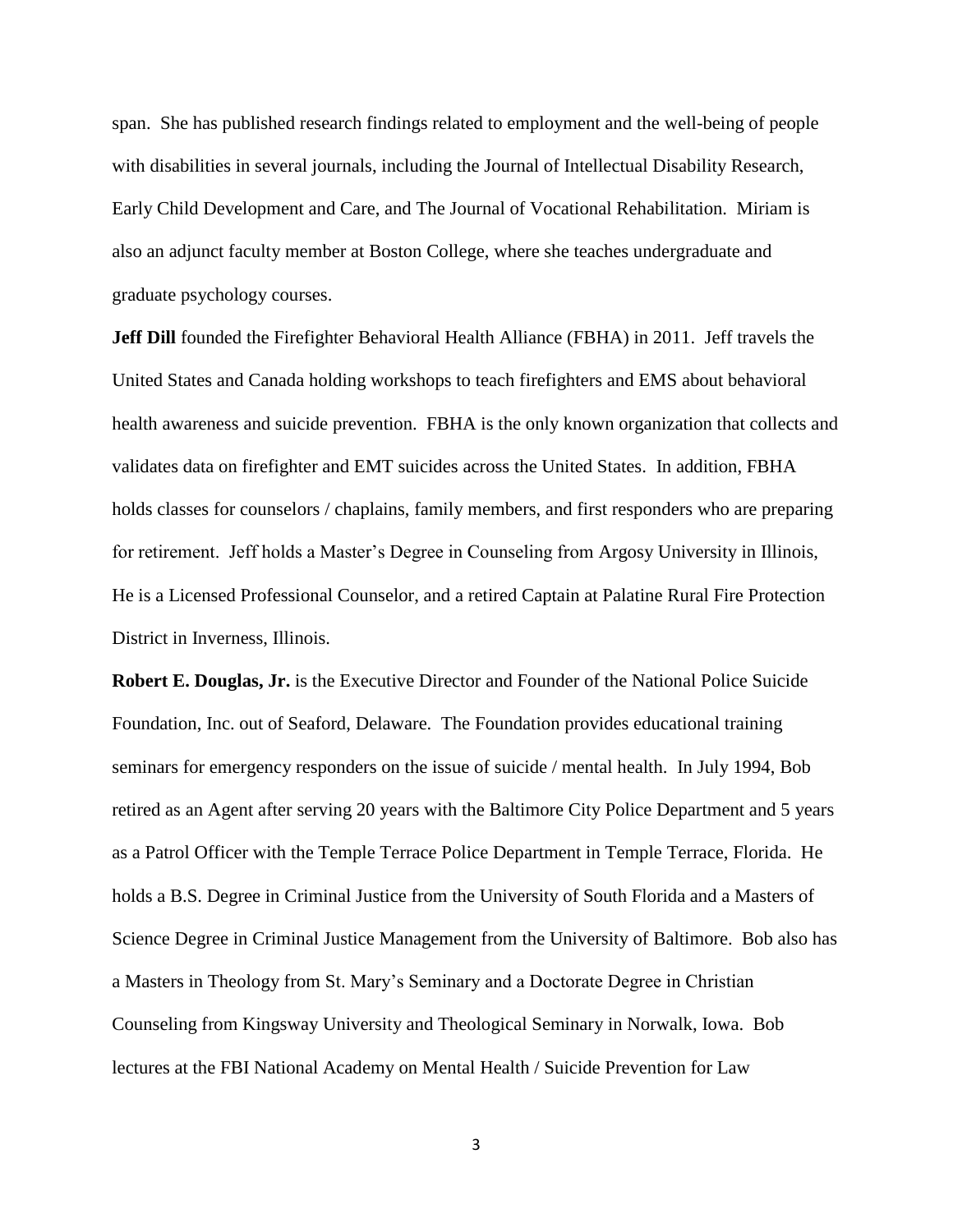span. She has published research findings related to employment and the well-being of people with disabilities in several journals, including the Journal of Intellectual Disability Research, Early Child Development and Care, and The Journal of Vocational Rehabilitation. Miriam is also an adjunct faculty member at Boston College, where she teaches undergraduate and graduate psychology courses.

**Jeff Dill** founded the Firefighter Behavioral Health Alliance (FBHA) in 2011. Jeff travels the United States and Canada holding workshops to teach firefighters and EMS about behavioral health awareness and suicide prevention. FBHA is the only known organization that collects and validates data on firefighter and EMT suicides across the United States. In addition, FBHA holds classes for counselors / chaplains, family members, and first responders who are preparing for retirement. Jeff holds a Master's Degree in Counseling from Argosy University in Illinois, He is a Licensed Professional Counselor, and a retired Captain at Palatine Rural Fire Protection District in Inverness, Illinois.

**Robert E. Douglas, Jr.** is the Executive Director and Founder of the National Police Suicide Foundation, Inc. out of Seaford, Delaware. The Foundation provides educational training seminars for emergency responders on the issue of suicide / mental health. In July 1994, Bob retired as an Agent after serving 20 years with the Baltimore City Police Department and 5 years as a Patrol Officer with the Temple Terrace Police Department in Temple Terrace, Florida. He holds a B.S. Degree in Criminal Justice from the University of South Florida and a Masters of Science Degree in Criminal Justice Management from the University of Baltimore. Bob also has a Masters in Theology from St. Mary's Seminary and a Doctorate Degree in Christian Counseling from Kingsway University and Theological Seminary in Norwalk, Iowa. Bob lectures at the FBI National Academy on Mental Health / Suicide Prevention for Law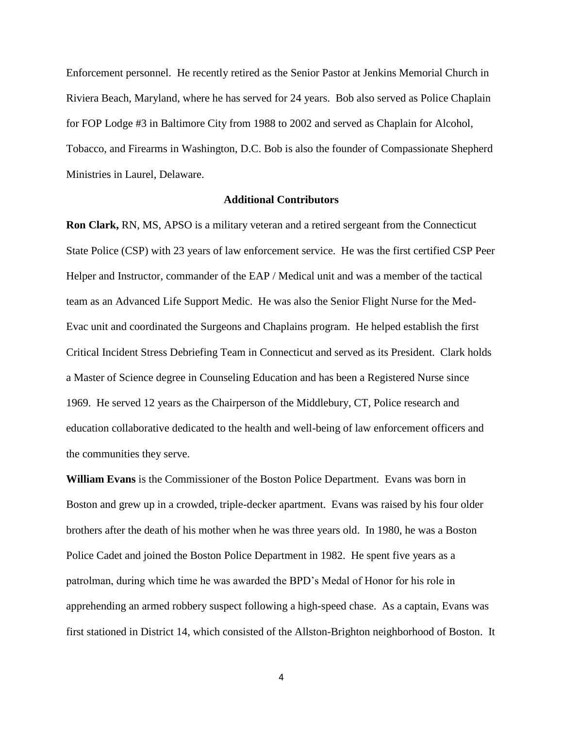Enforcement personnel. He recently retired as the Senior Pastor at Jenkins Memorial Church in Riviera Beach, Maryland, where he has served for 24 years. Bob also served as Police Chaplain for FOP Lodge #3 in Baltimore City from 1988 to 2002 and served as Chaplain for Alcohol, Tobacco, and Firearms in Washington, D.C. Bob is also the founder of Compassionate Shepherd Ministries in Laurel, Delaware.

## Additional Contributors

**Ron Clark,** RN, MS, APSO is a military veteran and a retired sergeant from the Connecticut State Police (CSP) with 23 years of law enforcement service. He was the first certified CSP Peer Helper and Instructor, commander of the EAP / Medical unit and was a member of the tactical team as an Advanced Life Support Medic. He was also the Senior Flight Nurse for the Med-Evac unit and coordinated the Surgeons and Chaplains program. He helped establish the first Critical Incident Stress Debriefing Team in Connecticut and served as its President. Clark holds a Master of Science degree in Counseling Education and has been a Registered Nurse since 1969. He served 12 years as the Chairperson of the Middlebury, CT, Police research and education collaborative dedicated to the health and well-being of law enforcement officers and the communities they serve.

**William Evans** is the Commissioner of the Boston Police Department. Evans was born in Boston and grew up in a crowded, triple-decker apartment. Evans was raised by his four older brothers after the death of his mother when he was three years old. In 1980, he was a Boston Police Cadet and joined the Boston Police Department in 1982. He spent five years as a patrolman, during which time he was awarded the BPD's Medal of Honor for his role in apprehending an armed robbery suspect following a high-speed chase. As a captain, Evans was first stationed in District 14, which consisted of the Allston-Brighton neighborhood of Boston. It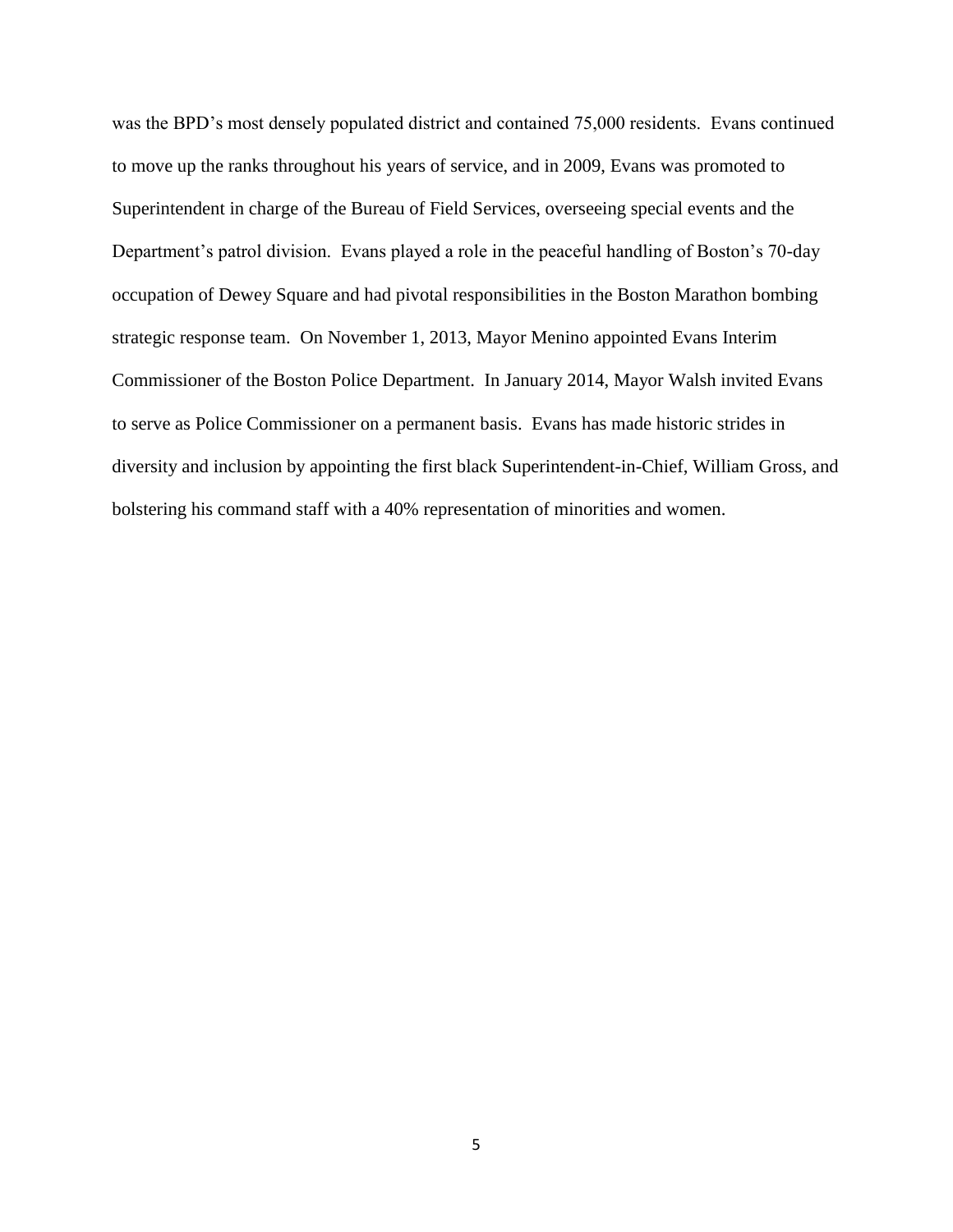was the BPD's most densely populated district and contained 75,000 residents. Evans continued to move up the ranks throughout his years of service, and in 2009, Evans was promoted to Superintendent in charge of the Bureau of Field Services, overseeing special events and the Department's patrol division. Evans played a role in the peaceful handling of Boston's 70-day occupation of Dewey Square and had pivotal responsibilities in the Boston Marathon bombing strategic response team. On November 1, 2013, Mayor Menino appointed Evans Interim Commissioner of the Boston Police Department. In January 2014, Mayor Walsh invited Evans to serve as Police Commissioner on a permanent basis. Evans has made historic strides in diversity and inclusion by appointing the first black Superintendent-in-Chief, William Gross, and bolstering his command staff with a 40% representation of minorities and women.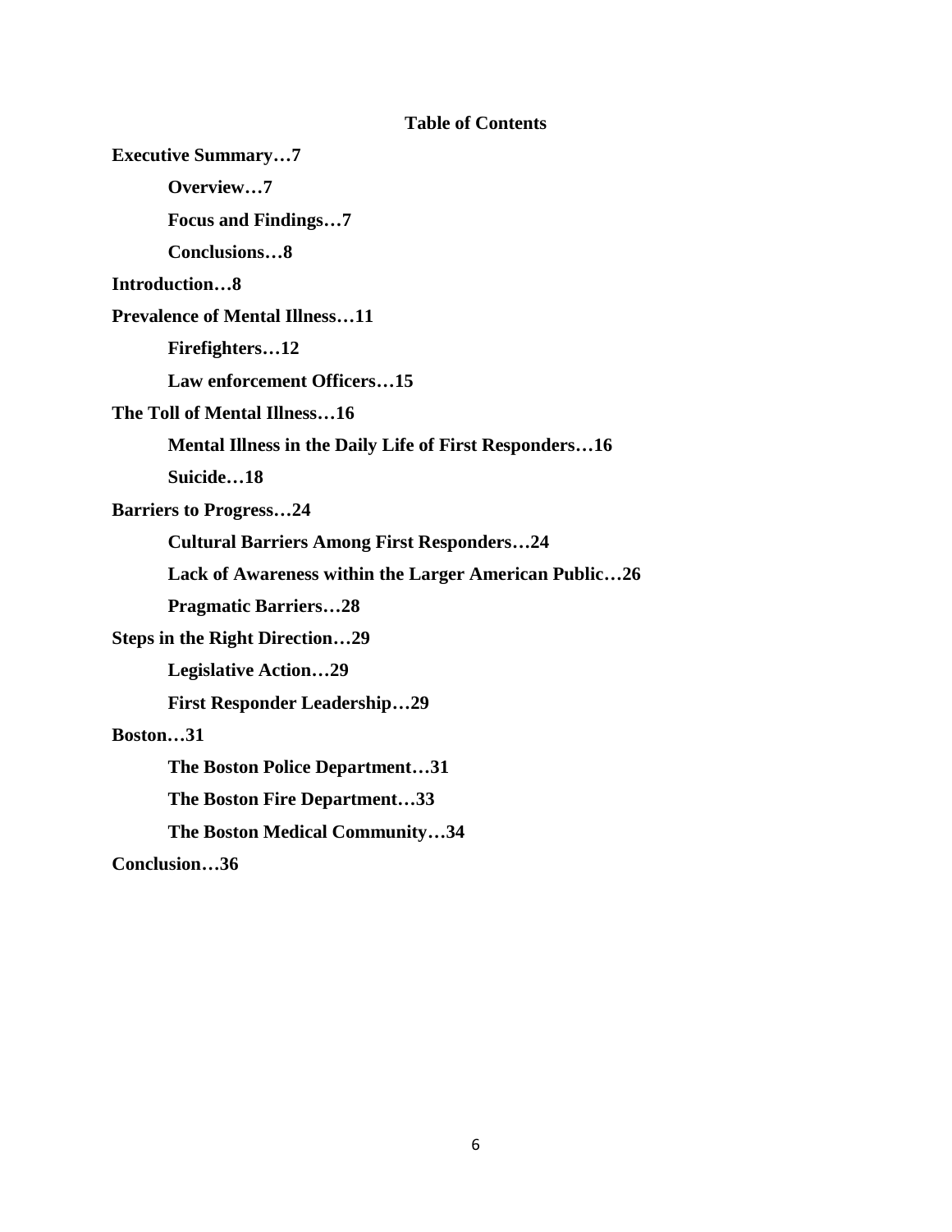**Table of Contents**

**Executive Summary…7**

- **Overview…7**
- **Focus and Findings…7**
- **Conclusions…8**

**Introduction…8**

**Prevalence of Mental Illness…11**

- **Firefighters…12**
- **Law enforcement Officers…15**

**The Toll of Mental Illness…16**

- **Mental Illness in the Daily Life of First Responders…16**
- **Suicide…18**

**Barriers to Progress…24**

- **Cultural Barriers Among First Responders…24**
- **Lack of Awareness within the Larger American Public…26**
- **Pragmatic Barriers…28**

**Steps in the Right Direction…29**

- **Legislative Action…29**
- **First Responder Leadership…29**

**Boston…31**

- **The Boston Police Department…31**
- **The Boston Fire Department…33**
- **The Boston Medical Community…34**

**Conclusion…36**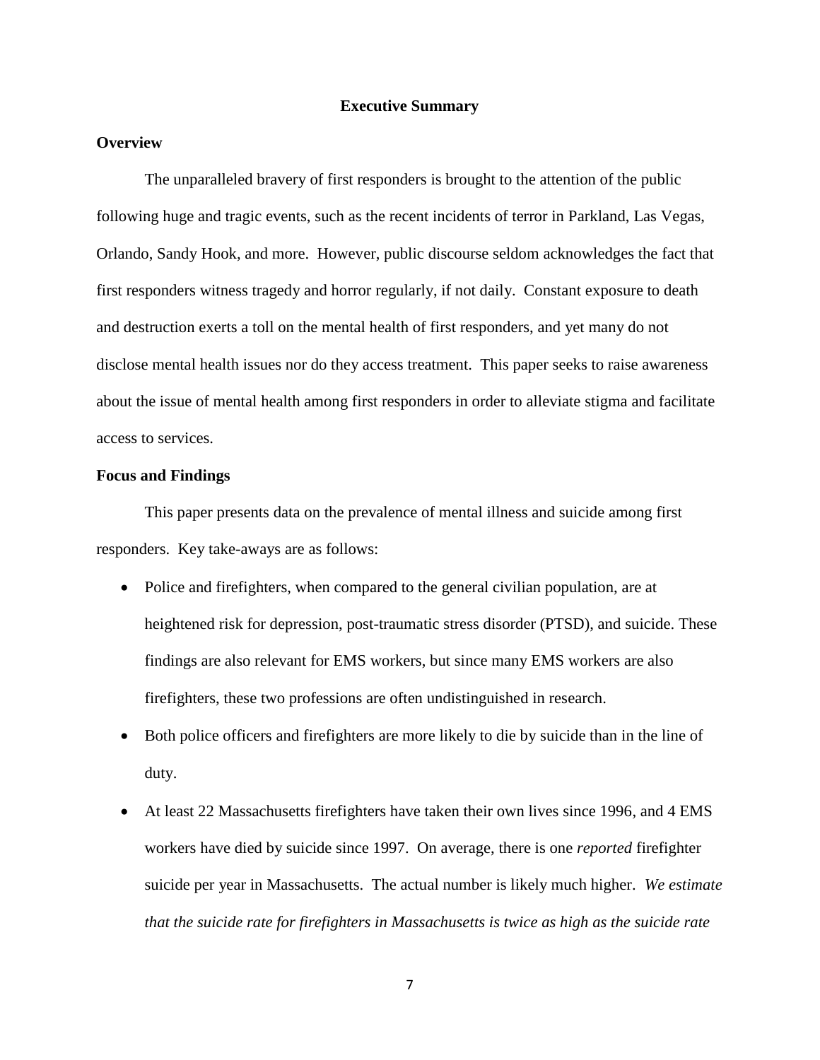## Executive Summary

### Overview

The unparalleled bravery of first responders is brought to the attention of the public following huge and tragic events, such as the recent incidents of terror in Parkland, Las Vegas, Orlando, Sandy Hook, and more. However, public discourse seldom acknowledges the fact that first responders witness tragedy and horror regularly, if not daily. Constant exposure to death and destruction exerts a toll on the mental health of first responders, and yet many do not disclose mental health issues nor do they access treatment. This paper seeks to raise awareness about the issue of mental health among first responders in order to alleviate stigma and facilitate access to services.

### Focus and Findings

This paper presents data on the prevalence of mental illness and suicide among first responders. Key take-aways are as follows:

- Police and firefighters, when compared to the general civilian population, are at heightened risk for depression, post-traumatic stress disorder (PTSD), and suicide. These findings are also relevant for EMS workers, but since many EMS workers are also firefighters, these two professions are often undistinguished in research.
- Both police officers and firefighters are more likely to die by suicide than in the line of duty.
- At least 22 Massachusetts firefighters have taken their own lives since 1996, and 4 EMS workers have died by suicide since 1997. On average, there is one *reported* firefighter suicide per year in Massachusetts. The actual number is likely much higher. *We estimate that the suicide rate for firefighters in Massachusetts is twice as high as the suicide rate*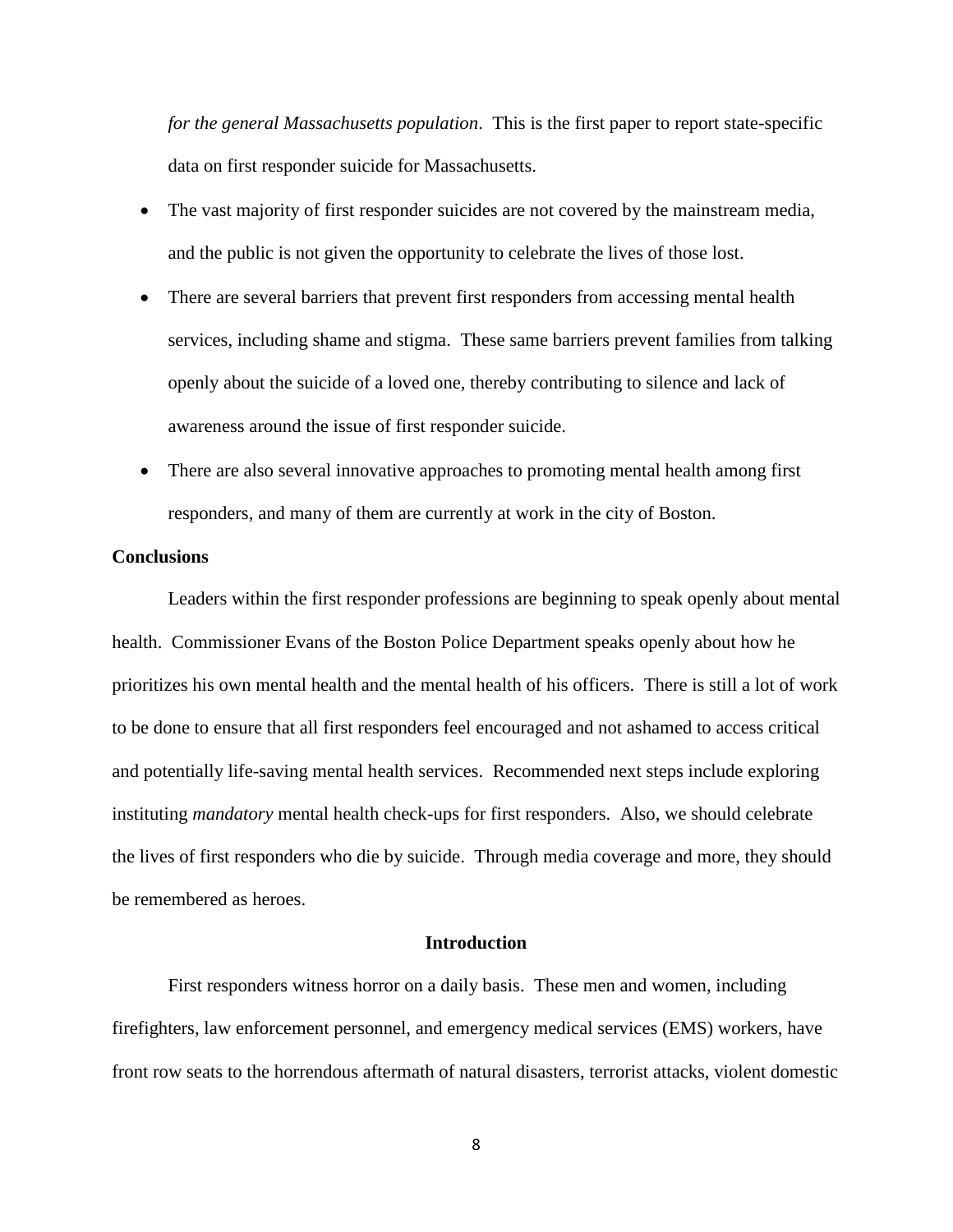*for the general Massachusetts population*. This is the first paper to report state-specific data on first responder suicide for Massachusetts.

- The vast majority of first responder suicides are not covered by the mainstream media, and the public is not given the opportunity to celebrate the lives of those lost.
- There are several barriers that prevent first responders from accessing mental health services, including shame and stigma. These same barriers prevent families from talking openly about the suicide of a loved one, thereby contributing to silence and lack of awareness around the issue of first responder suicide.
- There are also several innovative approaches to promoting mental health among first responders, and many of them are currently at work in the city of Boston.

**Conclusions**

Leaders within the first responder professions are beginning to speak openly about mental health. Commissioner Evans of the Boston Police Department speaks openly about how he prioritizes his own mental health and the mental health of his officers. There is still a lot of work to be done to ensure that all first responders feel encouraged and not ashamed to access critical and potentially life-saving mental health services. Recommended next steps include exploring instituting *mandatory* mental health check-ups for first responders. Also, we should celebrate the lives of first responders who die by suicide. Through media coverage and more, they should be remembered as heroes.

## Introduction

First responders witness horror on a daily basis. These men and women, including firefighters, law enforcement personnel, and emergency medical services (EMS) workers, have front row seats to the horrendous aftermath of natural disasters, terrorist attacks, violent domestic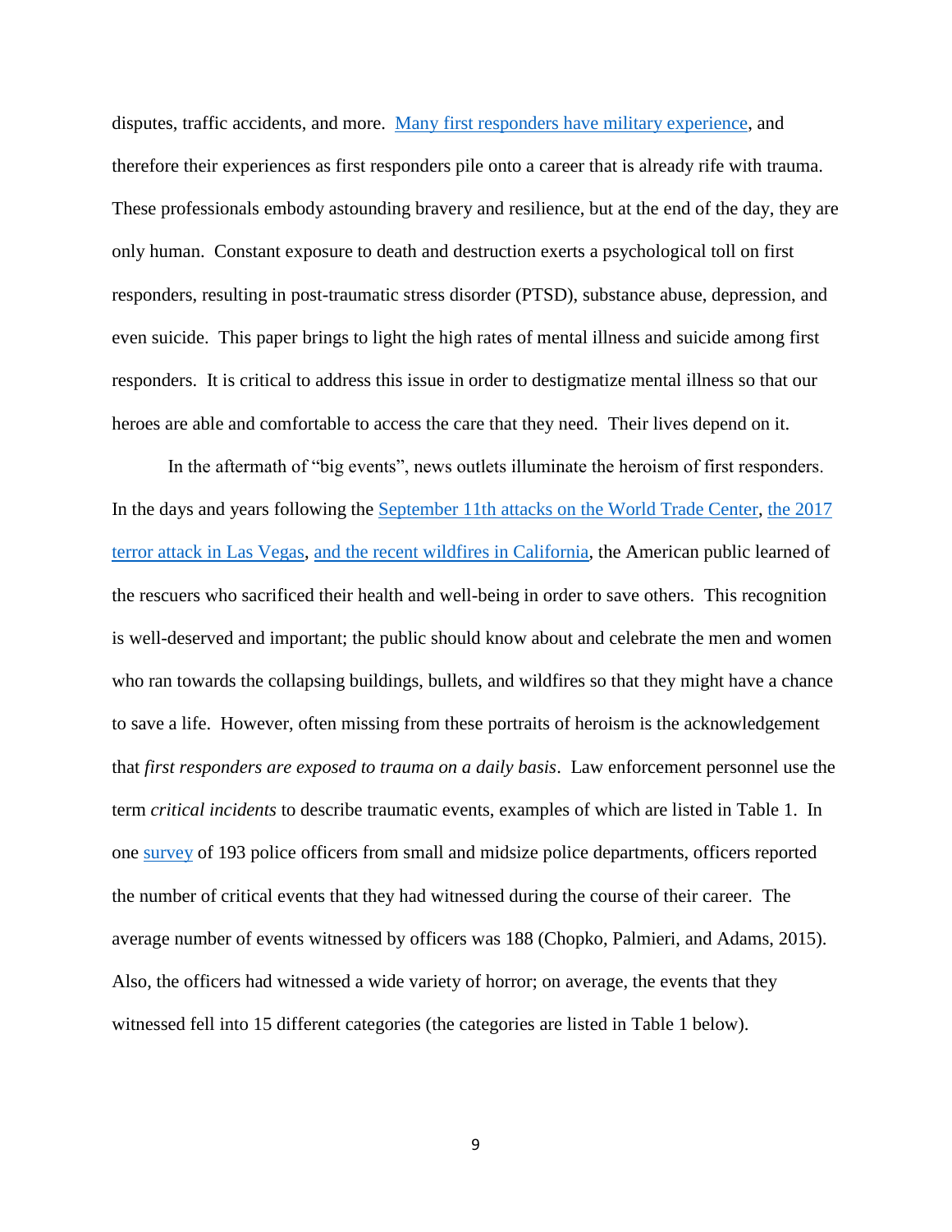disputes, traffic accidents, and more. [Many first responders have military experience], and therefore their experiences as first responders pile onto a career that is already rife with trauma. These professionals embody astounding bravery and resilience, but at the end of the day, they are only human. Constant exposure to death and destruction exerts a psychological toll on first responders, resulting in post-traumatic stress disorder (PTSD), substance abuse, depression, and even suicide. This paper brings to light the high rates of mental illness and suicide among first responders. It is critical to address this issue in order to destigmatize mental illness so that our heroes are able and comfortable to access the care that they need. Their lives depend on it.

In the aftermath of "big events", news outlets illuminate the heroism of first responders. In the days and years following the [September 11th attacks on the World Trade Center], [the 2017 terror attack in Las Vegas], [and the recent wildfires in California], the American public learned of the rescuers who sacrificed their health and well-being in order to save others. This recognition is well-deserved and important; the public should know about and celebrate the men and women who ran towards the collapsing buildings, bullets, and wildfires so that they might have a chance to save a life. However, often missing from these portraits of heroism is the acknowledgement that *first responders are exposed to trauma on a daily basis*. Law enforcement personnel use the term *critical incidents* to describe traumatic events, examples of which are listed in Table 1. In one [survey] of 193 police officers from small and midsize police departments, officers reported the number of critical events that they had witnessed during the course of their career. The average number of events witnessed by officers was 188 (Chopko, Palmieri, and Adams, 2015). Also, the officers had witnessed a wide variety of horror; on average, the events that they witnessed fell into 15 different categories (the categories are listed in Table 1 below).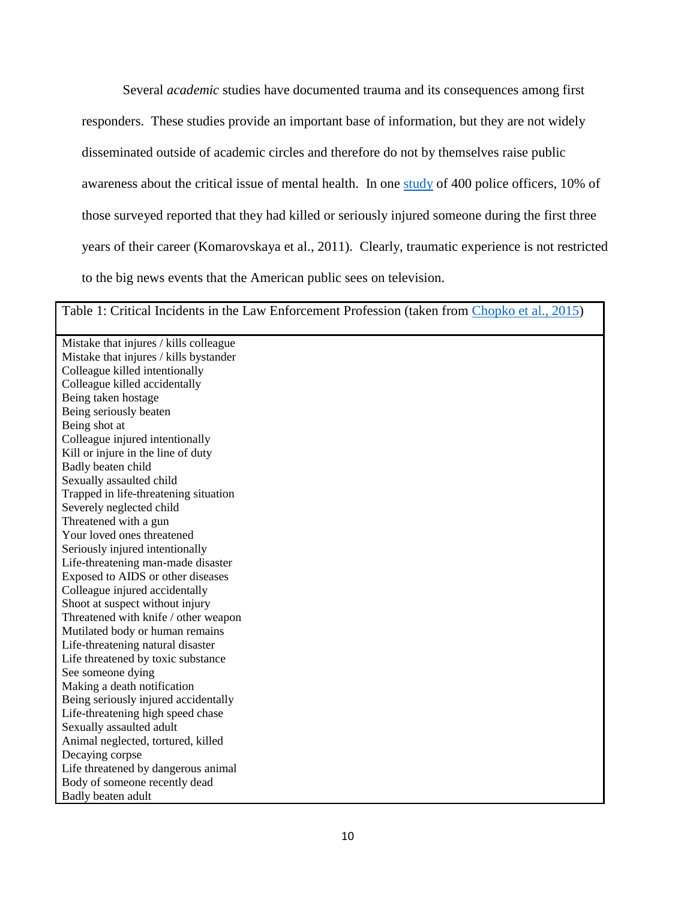Several *academic* studies have documented trauma and its consequences among first responders. These studies provide an important base of information, but they are not widely disseminated outside of academic circles and therefore do not by themselves raise public awareness about the critical issue of mental health. In one study of 400 police officers, 10% of those surveyed reported that they had killed or seriously injured someone during the first three years of their career (Komarovskaya et al., 2011). Clearly, traumatic experience is not restricted to the big news events that the American public sees on television.

| Table 1: Critical Incidents in the Law Enforcement Profession (taken from Chopko et al., 2015) |
|---|
| Mistake that injures / kills colleague |
| Mistake that injures / kills bystander |
| Colleague killed intentionally |
| Colleague killed accidentally |
| Being taken hostage |
| Being seriously beaten |
| Being shot at |
| Colleague injured intentionally |
| Kill or injure in the line of duty |
| Badly beaten child |
| Sexually assaulted child |
| Trapped in life-threatening situation |
| Severely neglected child |
| Threatened with a gun |
| Your loved ones threatened |
| Seriously injured intentionally |
| Life-threatening man-made disaster |
| Exposed to AIDS or other diseases |
| Colleague injured accidentally |
| Shoot at suspect without injury |
| Threatened with knife / other weapon |
| Mutilated body or human remains |
| Life-threatening natural disaster |
| Life threatened by toxic substance |
| See someone dying |
| Making a death notification |
| Being seriously injured accidentally |
| Life-threatening high speed chase |
| Sexually assaulted adult |
| Animal neglected, tortured, killed |
| Decaying corpse |
| Life threatened by dangerous animal |
| Body of someone recently dead |
| Badly beaten adult |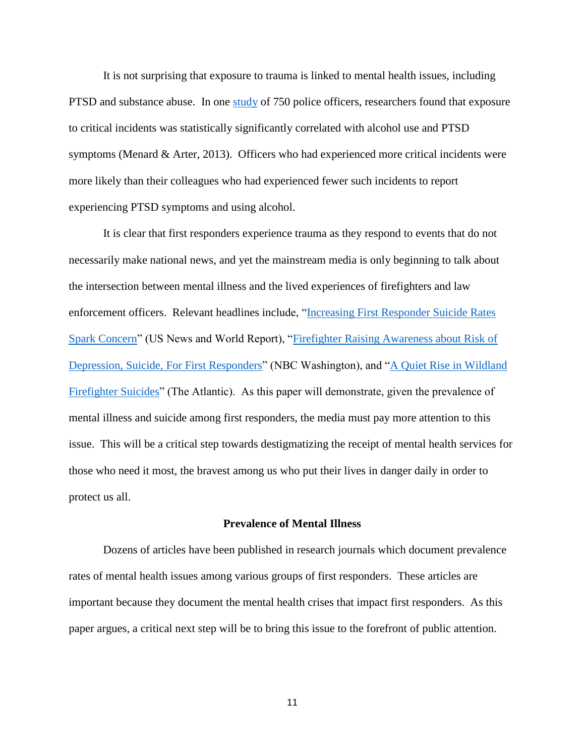It is not surprising that exposure to trauma is linked to mental health issues, including PTSD and substance abuse. In one study of 750 police officers, researchers found that exposure to critical incidents was statistically significantly correlated with alcohol use and PTSD symptoms (Menard & Arter, 2013). Officers who had experienced more critical incidents were more likely than their colleagues who had experienced fewer such incidents to report experiencing PTSD symptoms and using alcohol.

It is clear that first responders experience trauma as they respond to events that do not necessarily make national news, and yet the mainstream media is only beginning to talk about the intersection between mental illness and the lived experiences of firefighters and law enforcement officers. Relevant headlines include, "Increasing First Responder Suicide Rates Spark Concern" (US News and World Report), "Firefighter Raising Awareness about Risk of Depression, Suicide, For First Responders" (NBC Washington), and "A Quiet Rise in Wildland Firefighter Suicides" (The Atlantic). As this paper will demonstrate, given the prevalence of mental illness and suicide among first responders, the media must pay more attention to this issue. This will be a critical step towards destigmatizing the receipt of mental health services for those who need it most, the bravest among us who put their lives in danger daily in order to protect us all.

## Prevalence of Mental Illness

Dozens of articles have been published in research journals which document prevalence rates of mental health issues among various groups of first responders. These articles are important because they document the mental health crises that impact first responders. As this paper argues, a critical next step will be to bring this issue to the forefront of public attention.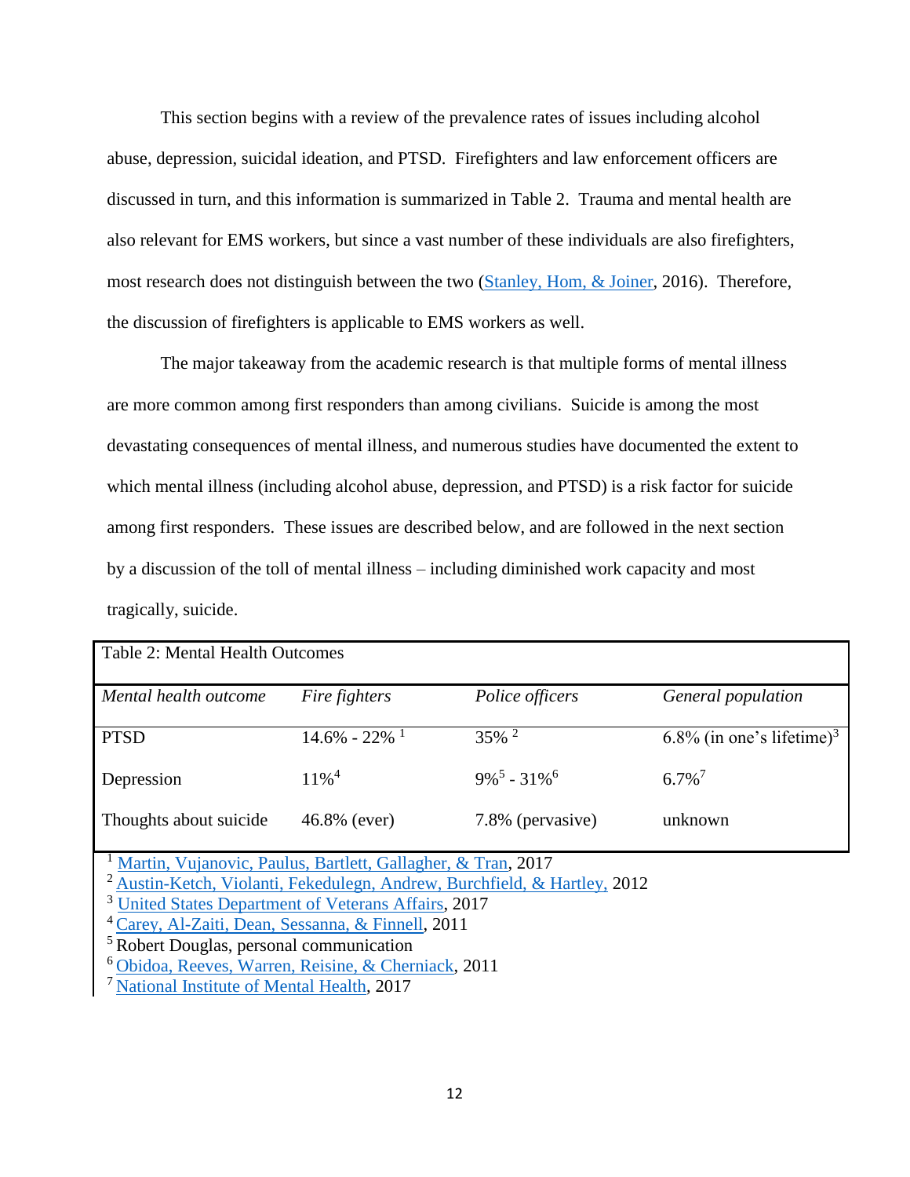This section begins with a review of the prevalence rates of issues including alcohol abuse, depression, suicidal ideation, and PTSD. Firefighters and law enforcement officers are discussed in turn, and this information is summarized in Table 2. Trauma and mental health are also relevant for EMS workers, but since a vast number of these individuals are also firefighters, most research does not distinguish between the two (Stanley, Hom, & Joiner, 2016). Therefore, the discussion of firefighters is applicable to EMS workers as well.

The major takeaway from the academic research is that multiple forms of mental illness are more common among first responders than among civilians. Suicide is among the most devastating consequences of mental illness, and numerous studies have documented the extent to which mental illness (including alcohol abuse, depression, and PTSD) is a risk factor for suicide among first responders. These issues are described below, and are followed in the next section by a discussion of the toll of mental illness – including diminished work capacity and most tragically, suicide.

Table 2: Mental Health Outcomes

| *Mental health outcome* | *Fire fighters* | *Police officers* | *General population* |
|---|---|---|---|
| PTSD | 14.6% - 22% [1] | 35% [2] | 6.8% (in one's lifetime)[3] |
| Depression | 11%[4] | 9%[5] - 31%[6] | 6.7%[7] |
| Thoughts about suicide | 46.8% (ever) | 7.8% (pervasive) | unknown |

[1] Martin, Vujanovic, Paulus, Bartlett, Gallagher, & Tran, 2017
[2] Austin-Ketch, Violanti, Fekedulegn, Andrew, Burchfield, & Hartley, 2012
[3] United States Department of Veterans Affairs, 2017
[4] Carey, Al-Zaiti, Dean, Sessanna, & Finnell, 2011
[5] Robert Douglas, personal communication
[6] Obidoa, Reeves, Warren, Reisine, & Cherniack, 2011
[7] National Institute of Mental Health, 2017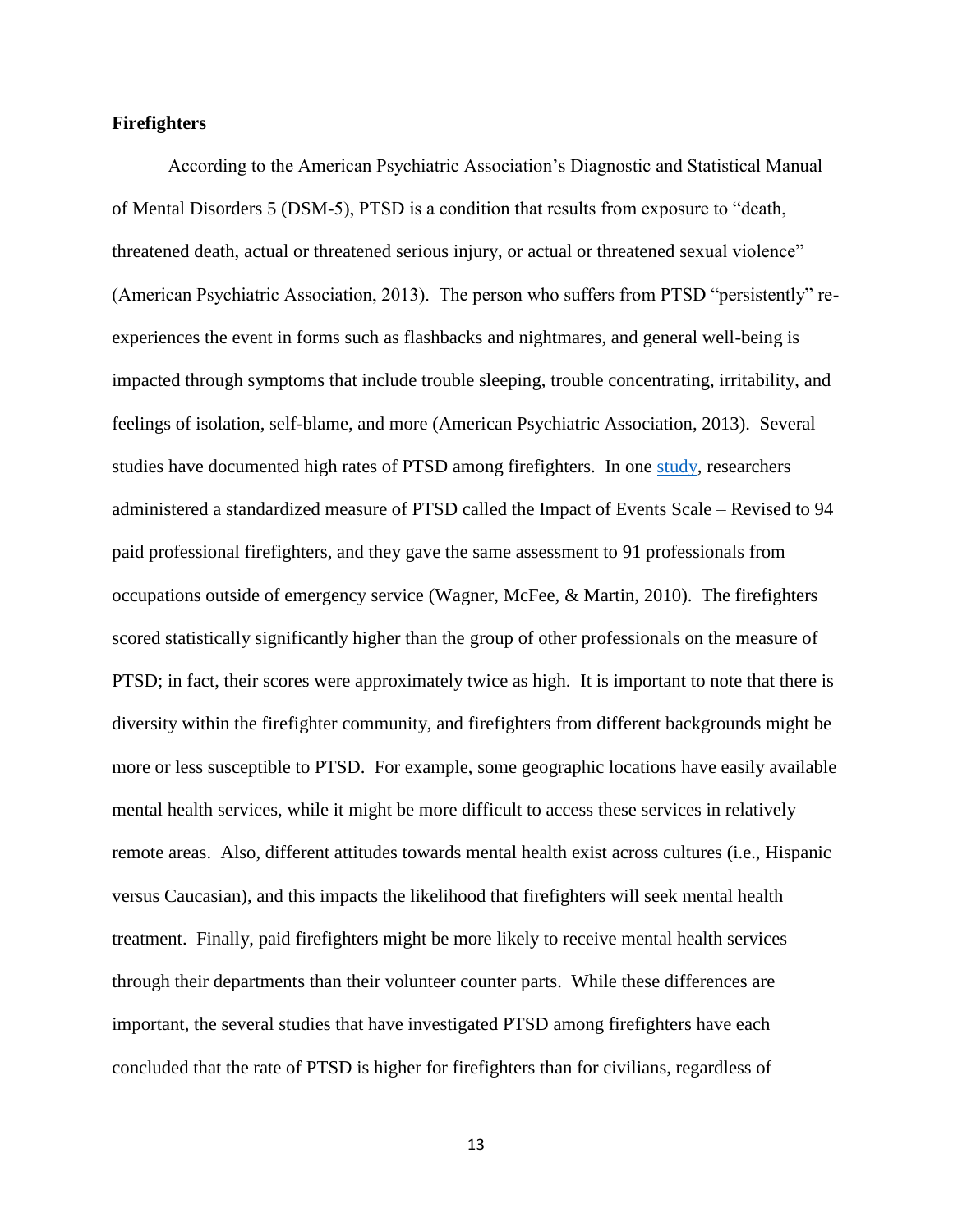### Firefighters

According to the American Psychiatric Association's Diagnostic and Statistical Manual of Mental Disorders 5 (DSM-5), PTSD is a condition that results from exposure to "death, threatened death, actual or threatened serious injury, or actual or threatened sexual violence" (American Psychiatric Association, 2013). The person who suffers from PTSD "persistently" re-experiences the event in forms such as flashbacks and nightmares, and general well-being is impacted through symptoms that include trouble sleeping, trouble concentrating, irritability, and feelings of isolation, self-blame, and more (American Psychiatric Association, 2013). Several studies have documented high rates of PTSD among firefighters. In one study, researchers administered a standardized measure of PTSD called the Impact of Events Scale – Revised to 94 paid professional firefighters, and they gave the same assessment to 91 professionals from occupations outside of emergency service (Wagner, McFee, & Martin, 2010). The firefighters scored statistically significantly higher than the group of other professionals on the measure of PTSD; in fact, their scores were approximately twice as high. It is important to note that there is diversity within the firefighter community, and firefighters from different backgrounds might be more or less susceptible to PTSD. For example, some geographic locations have easily available mental health services, while it might be more difficult to access these services in relatively remote areas. Also, different attitudes towards mental health exist across cultures (i.e., Hispanic versus Caucasian), and this impacts the likelihood that firefighters will seek mental health treatment. Finally, paid firefighters might be more likely to receive mental health services through their departments than their volunteer counter parts. While these differences are important, the several studies that have investigated PTSD among firefighters have each concluded that the rate of PTSD is higher for firefighters than for civilians, regardless of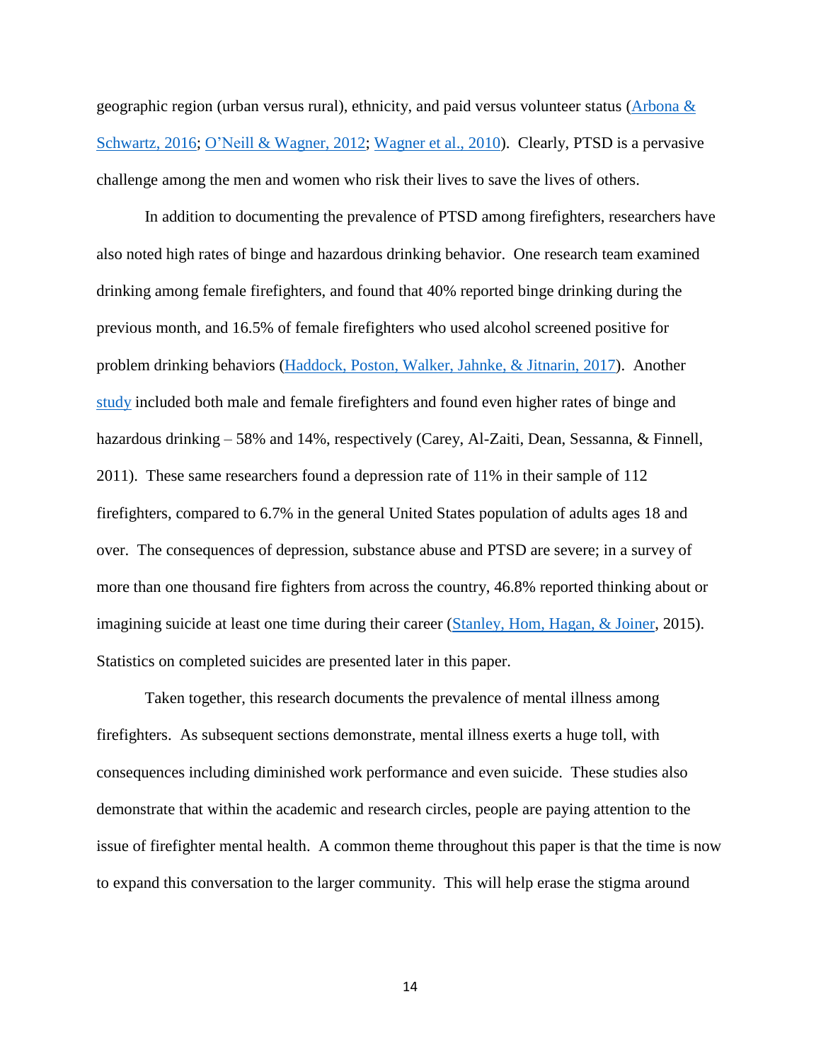geographic region (urban versus rural), ethnicity, and paid versus volunteer status (Arbona & Schwartz, 2016; O'Neill & Wagner, 2012; Wagner et al., 2010). Clearly, PTSD is a pervasive challenge among the men and women who risk their lives to save the lives of others.

In addition to documenting the prevalence of PTSD among firefighters, researchers have also noted high rates of binge and hazardous drinking behavior. One research team examined drinking among female firefighters, and found that 40% reported binge drinking during the previous month, and 16.5% of female firefighters who used alcohol screened positive for problem drinking behaviors (Haddock, Poston, Walker, Jahnke, & Jitnarin, 2017). Another study included both male and female firefighters and found even higher rates of binge and hazardous drinking – 58% and 14%, respectively (Carey, Al-Zaiti, Dean, Sessanna, & Finnell, 2011). These same researchers found a depression rate of 11% in their sample of 112 firefighters, compared to 6.7% in the general United States population of adults ages 18 and over. The consequences of depression, substance abuse and PTSD are severe; in a survey of more than one thousand fire fighters from across the country, 46.8% reported thinking about or imagining suicide at least one time during their career (Stanley, Hom, Hagan, & Joiner, 2015). Statistics on completed suicides are presented later in this paper.

Taken together, this research documents the prevalence of mental illness among firefighters. As subsequent sections demonstrate, mental illness exerts a huge toll, with consequences including diminished work performance and even suicide. These studies also demonstrate that within the academic and research circles, people are paying attention to the issue of firefighter mental health. A common theme throughout this paper is that the time is now to expand this conversation to the larger community. This will help erase the stigma around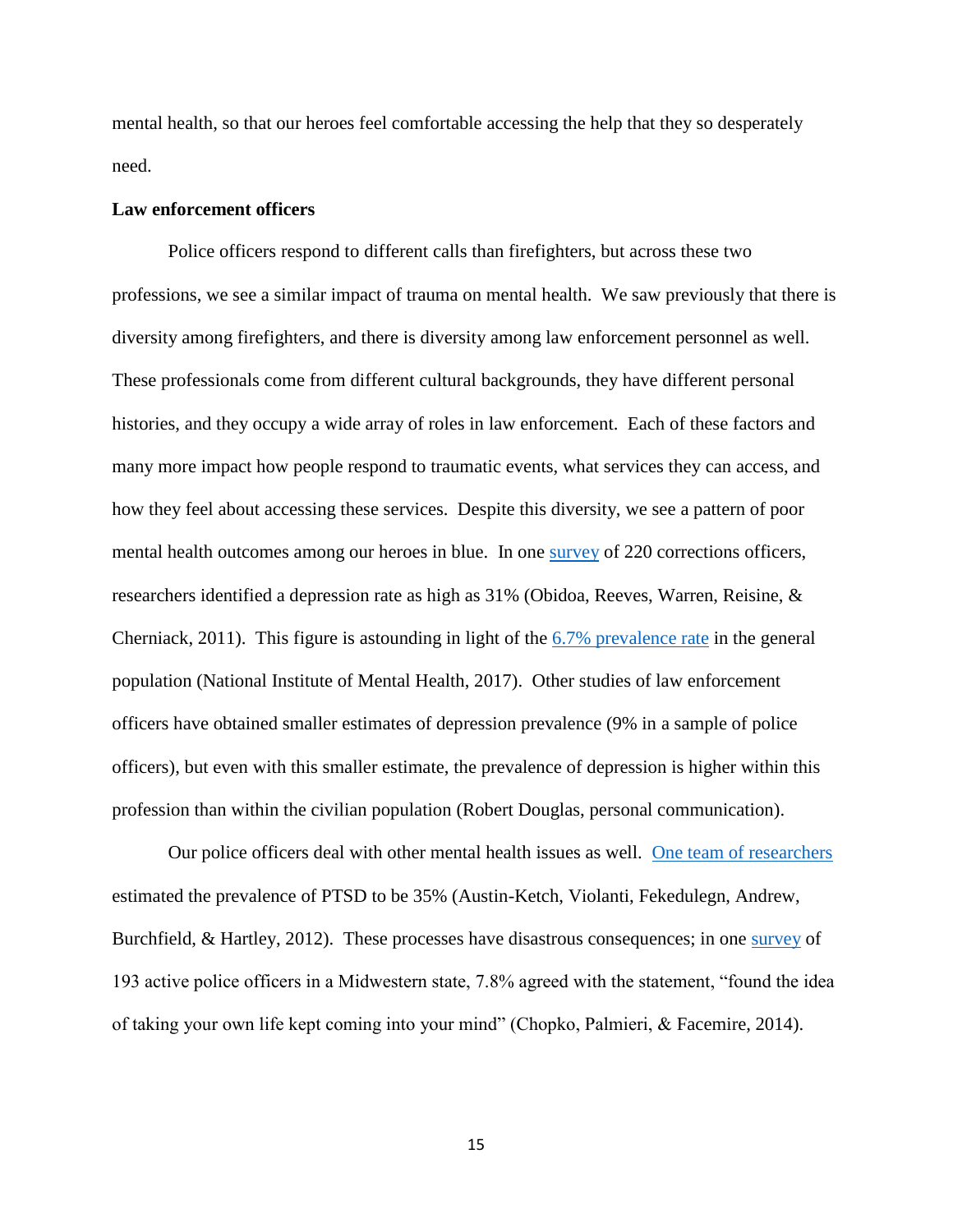mental health, so that our heroes feel comfortable accessing the help that they so desperately need.

**Law enforcement officers**

Police officers respond to different calls than firefighters, but across these two professions, we see a similar impact of trauma on mental health. We saw previously that there is diversity among firefighters, and there is diversity among law enforcement personnel as well. These professionals come from different cultural backgrounds, they have different personal histories, and they occupy a wide array of roles in law enforcement. Each of these factors and many more impact how people respond to traumatic events, what services they can access, and how they feel about accessing these services. Despite this diversity, we see a pattern of poor mental health outcomes among our heroes in blue. In one survey of 220 corrections officers, researchers identified a depression rate as high as 31% (Obidoa, Reeves, Warren, Reisine, & Cherniack, 2011). This figure is astounding in light of the 6.7% prevalence rate in the general population (National Institute of Mental Health, 2017). Other studies of law enforcement officers have obtained smaller estimates of depression prevalence (9% in a sample of police officers), but even with this smaller estimate, the prevalence of depression is higher within this profession than within the civilian population (Robert Douglas, personal communication).

Our police officers deal with other mental health issues as well. One team of researchers estimated the prevalence of PTSD to be 35% (Austin-Ketch, Violanti, Fekedulegn, Andrew, Burchfield, & Hartley, 2012). These processes have disastrous consequences; in one survey of 193 active police officers in a Midwestern state, 7.8% agreed with the statement, "found the idea of taking your own life kept coming into your mind" (Chopko, Palmieri, & Facemire, 2014).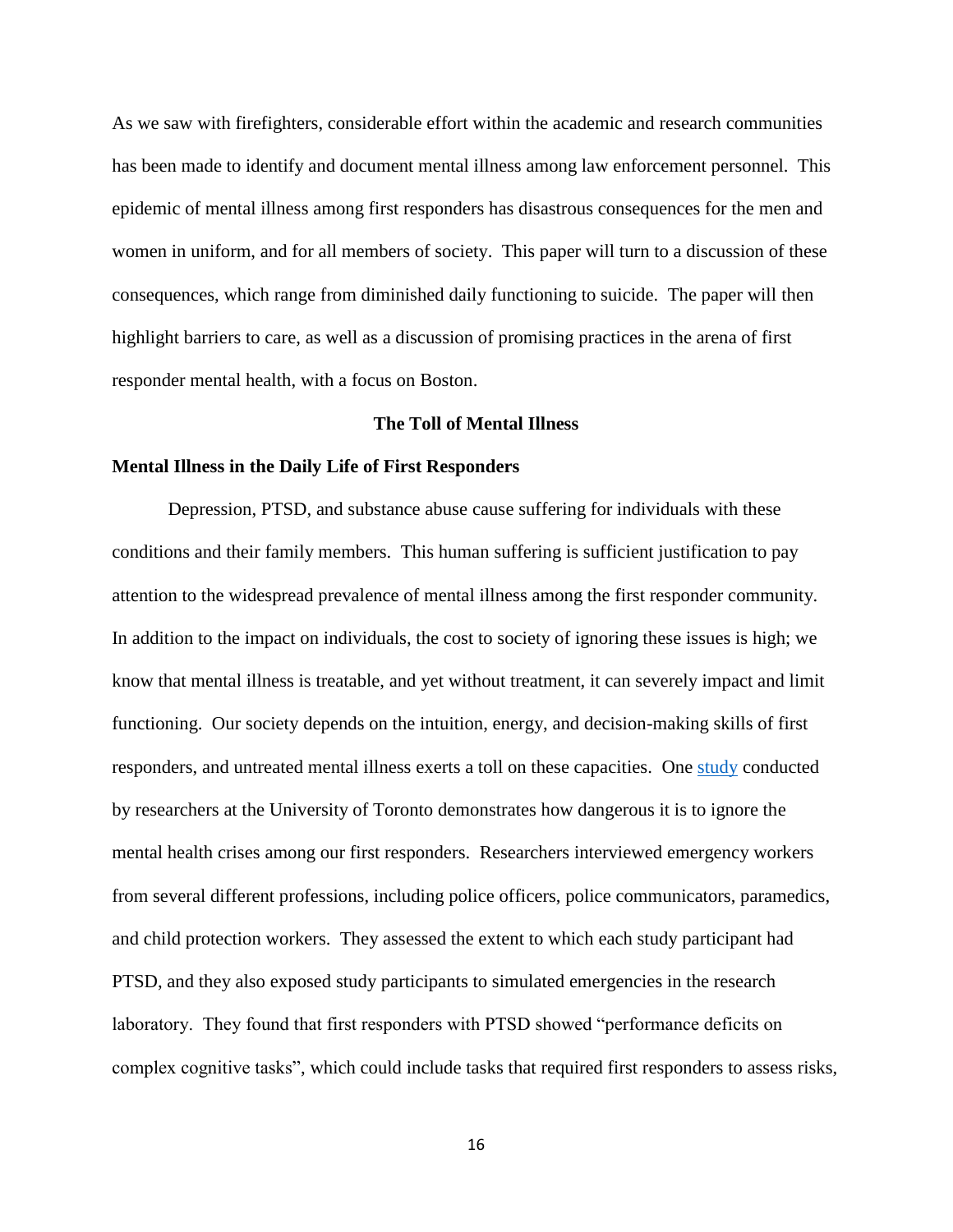As we saw with firefighters, considerable effort within the academic and research communities has been made to identify and document mental illness among law enforcement personnel. This epidemic of mental illness among first responders has disastrous consequences for the men and women in uniform, and for all members of society. This paper will turn to a discussion of these consequences, which range from diminished daily functioning to suicide. The paper will then highlight barriers to care, as well as a discussion of promising practices in the arena of first responder mental health, with a focus on Boston.

## The Toll of Mental Illness

### Mental Illness in the Daily Life of First Responders

Depression, PTSD, and substance abuse cause suffering for individuals with these conditions and their family members. This human suffering is sufficient justification to pay attention to the widespread prevalence of mental illness among the first responder community. In addition to the impact on individuals, the cost to society of ignoring these issues is high; we know that mental illness is treatable, and yet without treatment, it can severely impact and limit functioning. Our society depends on the intuition, energy, and decision-making skills of first responders, and untreated mental illness exerts a toll on these capacities. One study conducted by researchers at the University of Toronto demonstrates how dangerous it is to ignore the mental health crises among our first responders. Researchers interviewed emergency workers from several different professions, including police officers, police communicators, paramedics, and child protection workers. They assessed the extent to which each study participant had PTSD, and they also exposed study participants to simulated emergencies in the research laboratory. They found that first responders with PTSD showed "performance deficits on complex cognitive tasks", which could include tasks that required first responders to assess risks,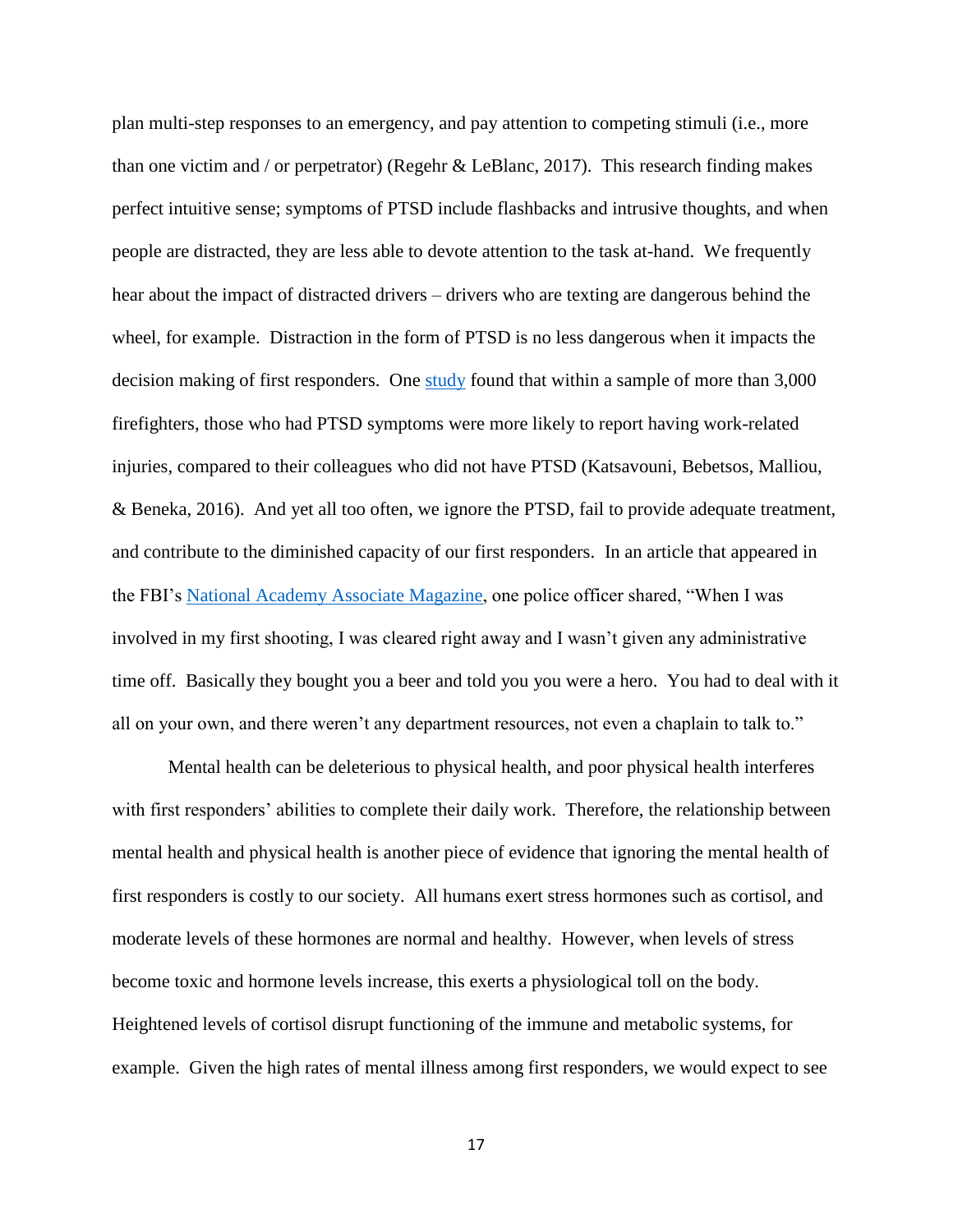plan multi-step responses to an emergency, and pay attention to competing stimuli (i.e., more than one victim and / or perpetrator) (Regehr & LeBlanc, 2017). This research finding makes perfect intuitive sense; symptoms of PTSD include flashbacks and intrusive thoughts, and when people are distracted, they are less able to devote attention to the task at-hand. We frequently hear about the impact of distracted drivers – drivers who are texting are dangerous behind the wheel, for example. Distraction in the form of PTSD is no less dangerous when it impacts the decision making of first responders. One study found that within a sample of more than 3,000 firefighters, those who had PTSD symptoms were more likely to report having work-related injuries, compared to their colleagues who did not have PTSD (Katsavouni, Bebetsos, Malliou, & Beneka, 2016). And yet all too often, we ignore the PTSD, fail to provide adequate treatment, and contribute to the diminished capacity of our first responders. In an article that appeared in the FBI's National Academy Associate Magazine, one police officer shared, "When I was involved in my first shooting, I was cleared right away and I wasn't given any administrative time off. Basically they bought you a beer and told you you were a hero. You had to deal with it all on your own, and there weren't any department resources, not even a chaplain to talk to."

Mental health can be deleterious to physical health, and poor physical health interferes with first responders' abilities to complete their daily work. Therefore, the relationship between mental health and physical health is another piece of evidence that ignoring the mental health of first responders is costly to our society. All humans exert stress hormones such as cortisol, and moderate levels of these hormones are normal and healthy. However, when levels of stress become toxic and hormone levels increase, this exerts a physiological toll on the body. Heightened levels of cortisol disrupt functioning of the immune and metabolic systems, for example. Given the high rates of mental illness among first responders, we would expect to see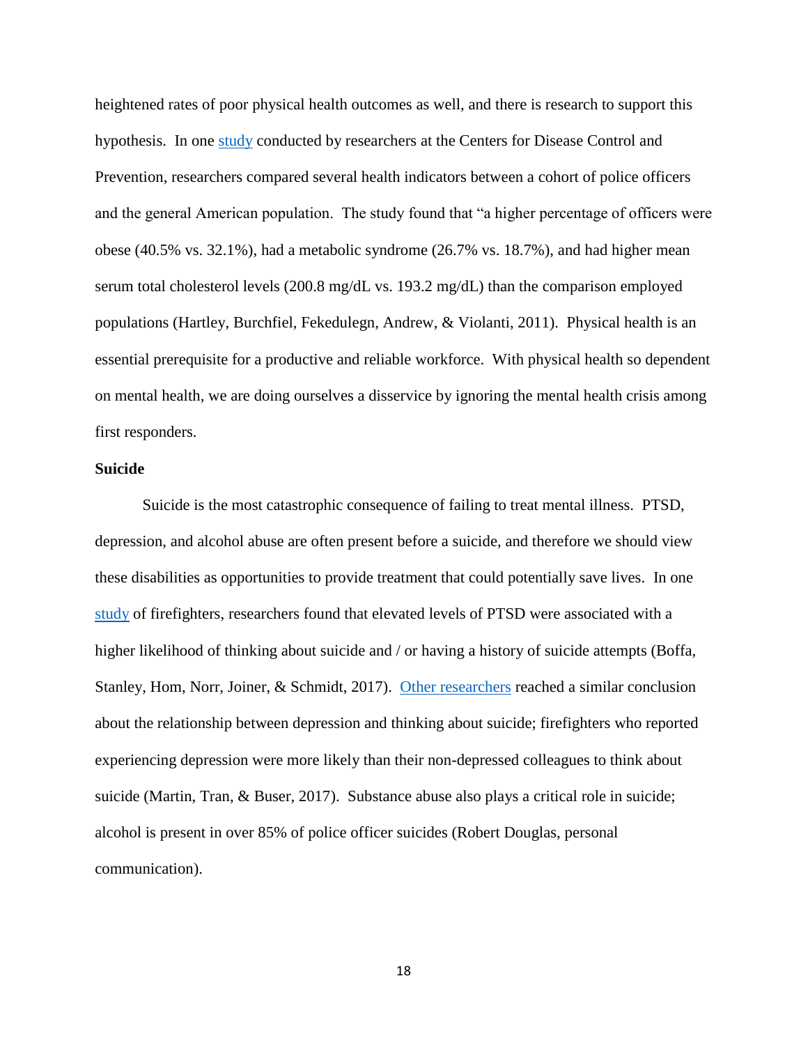heightened rates of poor physical health outcomes as well, and there is research to support this hypothesis. In one study conducted by researchers at the Centers for Disease Control and Prevention, researchers compared several health indicators between a cohort of police officers and the general American population. The study found that "a higher percentage of officers were obese (40.5% vs. 32.1%), had a metabolic syndrome (26.7% vs. 18.7%), and had higher mean serum total cholesterol levels (200.8 mg/dL vs. 193.2 mg/dL) than the comparison employed populations (Hartley, Burchfiel, Fekedulegn, Andrew, & Violanti, 2011). Physical health is an essential prerequisite for a productive and reliable workforce. With physical health so dependent on mental health, we are doing ourselves a disservice by ignoring the mental health crisis among first responders.

**Suicide**

Suicide is the most catastrophic consequence of failing to treat mental illness. PTSD, depression, and alcohol abuse are often present before a suicide, and therefore we should view these disabilities as opportunities to provide treatment that could potentially save lives. In one study of firefighters, researchers found that elevated levels of PTSD were associated with a higher likelihood of thinking about suicide and / or having a history of suicide attempts (Boffa, Stanley, Hom, Norr, Joiner, & Schmidt, 2017). Other researchers reached a similar conclusion about the relationship between depression and thinking about suicide; firefighters who reported experiencing depression were more likely than their non-depressed colleagues to think about suicide (Martin, Tran, & Buser, 2017). Substance abuse also plays a critical role in suicide; alcohol is present in over 85% of police officer suicides (Robert Douglas, personal communication).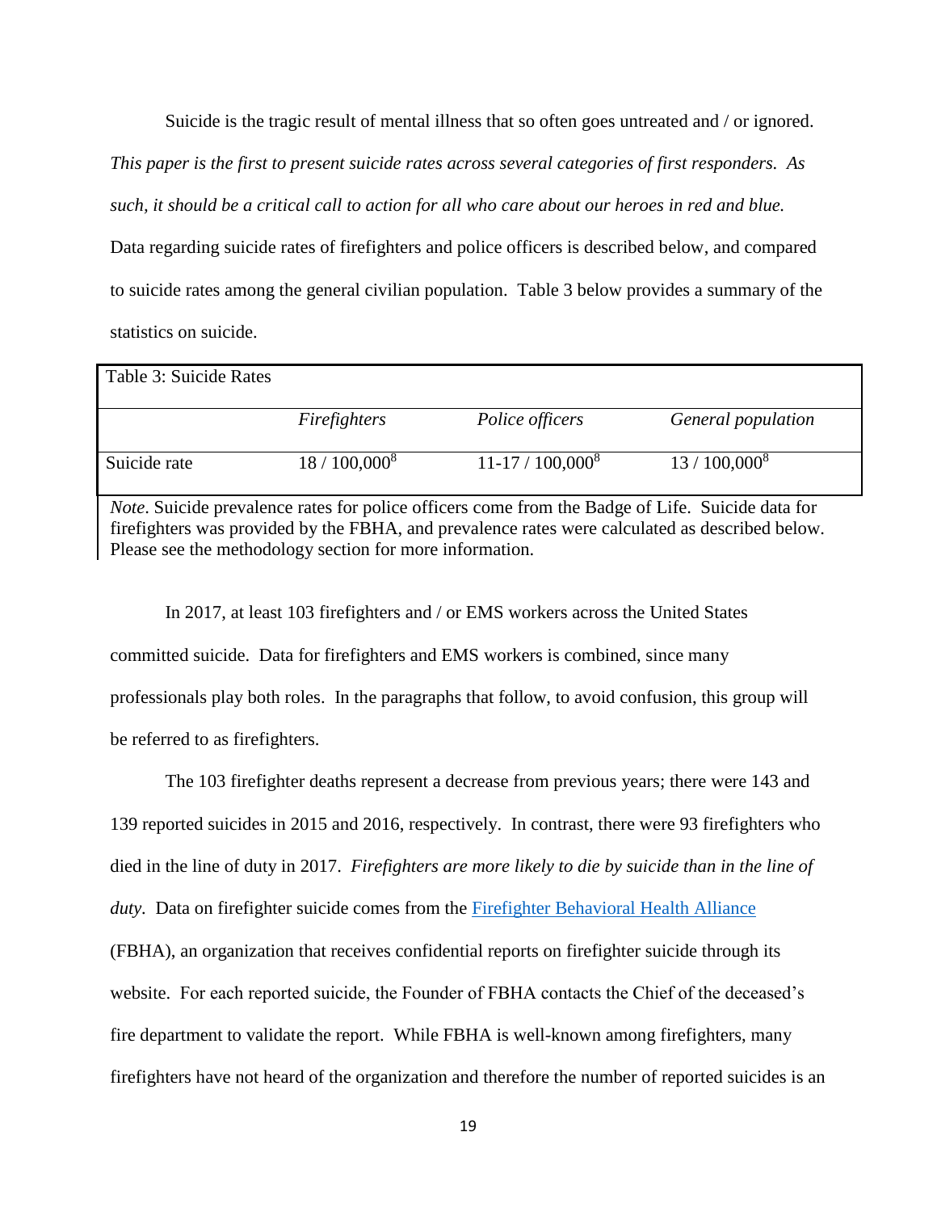Suicide is the tragic result of mental illness that so often goes untreated and / or ignored. *This paper is the first to present suicide rates across several categories of first responders. As such, it should be a critical call to action for all who care about our heroes in red and blue.* Data regarding suicide rates of firefighters and police officers is described below, and compared to suicide rates among the general civilian population. Table 3 below provides a summary of the statistics on suicide.

Table 3: Suicide Rates

| | *Firefighters* | *Police officers* | *General population* |
|---|---|---|---|
| Suicide rate | 18 / 100,000[8] | 11-17 / 100,000[8] | 13 / 100,000[8] |

*Note*. Suicide prevalence rates for police officers come from the Badge of Life. Suicide data for firefighters was provided by the FBHA, and prevalence rates were calculated as described below. Please see the methodology section for more information.

In 2017, at least 103 firefighters and / or EMS workers across the United States committed suicide. Data for firefighters and EMS workers is combined, since many professionals play both roles. In the paragraphs that follow, to avoid confusion, this group will be referred to as firefighters.

The 103 firefighter deaths represent a decrease from previous years; there were 143 and 139 reported suicides in 2015 and 2016, respectively. In contrast, there were 93 firefighters who died in the line of duty in 2017. *Firefighters are more likely to die by suicide than in the line of duty*. Data on firefighter suicide comes from the Firefighter Behavioral Health Alliance (FBHA), an organization that receives confidential reports on firefighter suicide through its website. For each reported suicide, the Founder of FBHA contacts the Chief of the deceased's fire department to validate the report. While FBHA is well-known among firefighters, many firefighters have not heard of the organization and therefore the number of reported suicides is an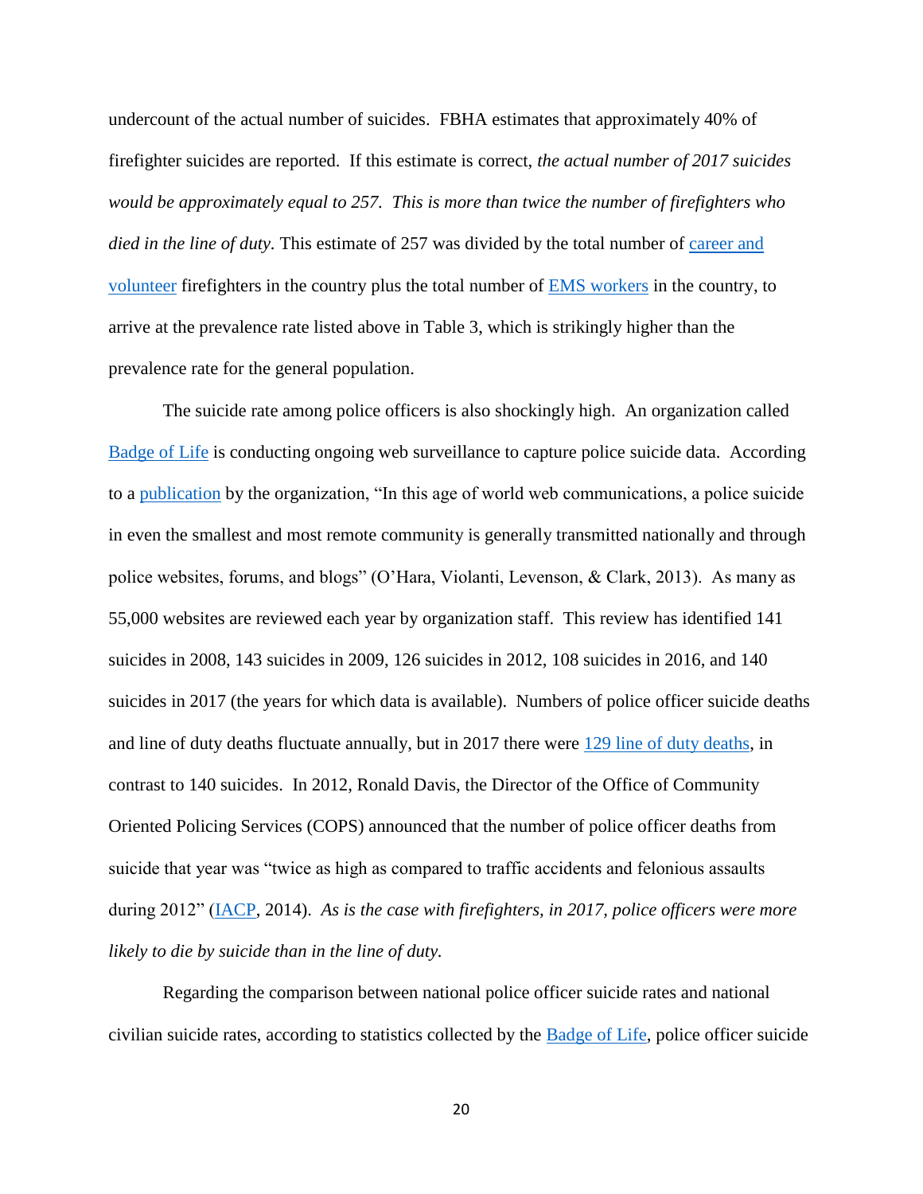undercount of the actual number of suicides. FBHA estimates that approximately 40% of firefighter suicides are reported. If this estimate is correct, *the actual number of 2017 suicides would be approximately equal to 257. This is more than twice the number of firefighters who died in the line of duty.* This estimate of 257 was divided by the total number of career and volunteer firefighters in the country plus the total number of EMS workers in the country, to arrive at the prevalence rate listed above in Table 3, which is strikingly higher than the prevalence rate for the general population.

The suicide rate among police officers is also shockingly high. An organization called Badge of Life is conducting ongoing web surveillance to capture police suicide data. According to a publication by the organization, "In this age of world web communications, a police suicide in even the smallest and most remote community is generally transmitted nationally and through police websites, forums, and blogs" (O'Hara, Violanti, Levenson, & Clark, 2013). As many as 55,000 websites are reviewed each year by organization staff. This review has identified 141 suicides in 2008, 143 suicides in 2009, 126 suicides in 2012, 108 suicides in 2016, and 140 suicides in 2017 (the years for which data is available). Numbers of police officer suicide deaths and line of duty deaths fluctuate annually, but in 2017 there were 129 line of duty deaths, in contrast to 140 suicides. In 2012, Ronald Davis, the Director of the Office of Community Oriented Policing Services (COPS) announced that the number of police officer deaths from suicide that year was "twice as high as compared to traffic accidents and felonious assaults during 2012" (IACP, 2014). *As is the case with firefighters, in 2017, police officers were more likely to die by suicide than in the line of duty.*

Regarding the comparison between national police officer suicide rates and national civilian suicide rates, according to statistics collected by the Badge of Life, police officer suicide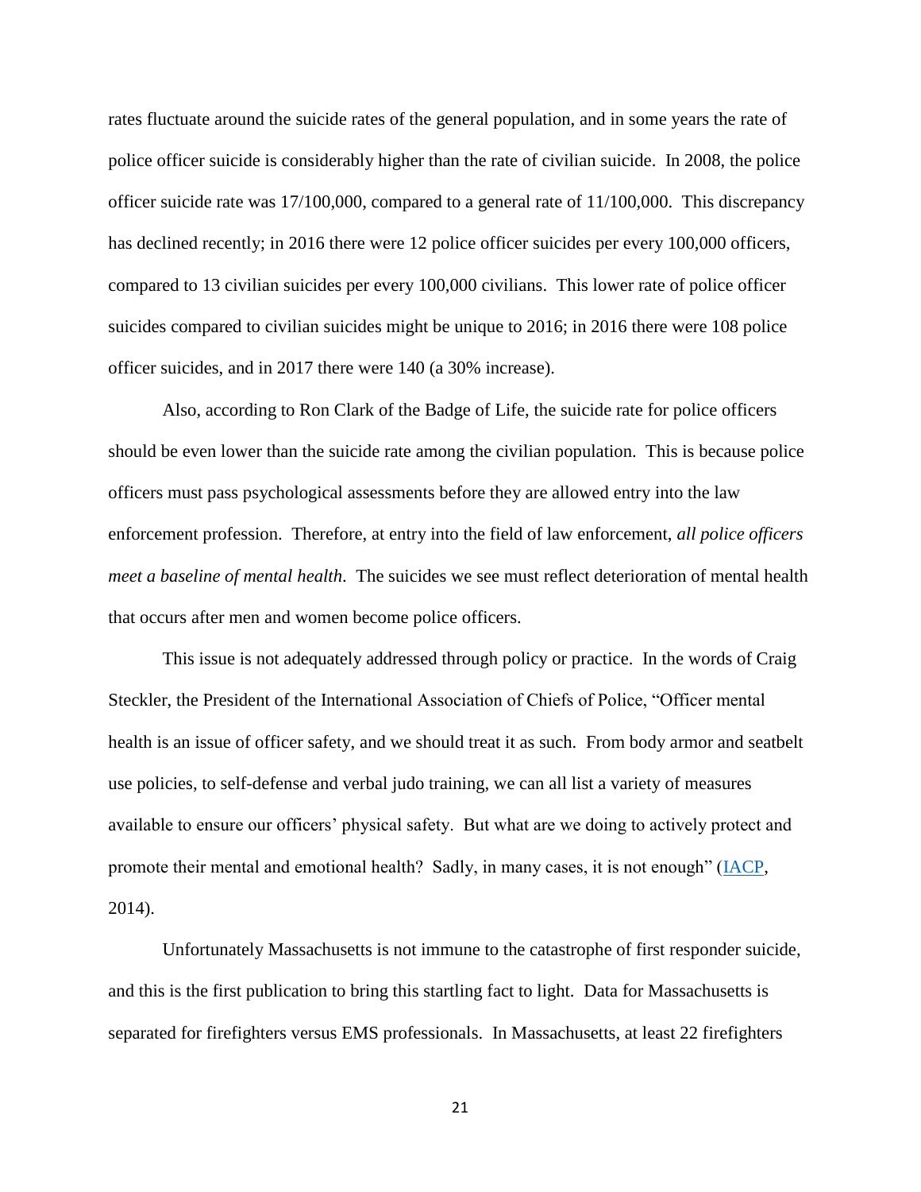rates fluctuate around the suicide rates of the general population, and in some years the rate of police officer suicide is considerably higher than the rate of civilian suicide. In 2008, the police officer suicide rate was 17/100,000, compared to a general rate of 11/100,000. This discrepancy has declined recently; in 2016 there were 12 police officer suicides per every 100,000 officers, compared to 13 civilian suicides per every 100,000 civilians. This lower rate of police officer suicides compared to civilian suicides might be unique to 2016; in 2016 there were 108 police officer suicides, and in 2017 there were 140 (a 30% increase).

Also, according to Ron Clark of the Badge of Life, the suicide rate for police officers should be even lower than the suicide rate among the civilian population. This is because police officers must pass psychological assessments before they are allowed entry into the law enforcement profession. Therefore, at entry into the field of law enforcement, *all police officers meet a baseline of mental health*. The suicides we see must reflect deterioration of mental health that occurs after men and women become police officers.

This issue is not adequately addressed through policy or practice. In the words of Craig Steckler, the President of the International Association of Chiefs of Police, "Officer mental health is an issue of officer safety, and we should treat it as such. From body armor and seatbelt use policies, to self-defense and verbal judo training, we can all list a variety of measures available to ensure our officers' physical safety. But what are we doing to actively protect and promote their mental and emotional health? Sadly, in many cases, it is not enough" (IACP, 2014).

Unfortunately Massachusetts is not immune to the catastrophe of first responder suicide, and this is the first publication to bring this startling fact to light. Data for Massachusetts is separated for firefighters versus EMS professionals. In Massachusetts, at least 22 firefighters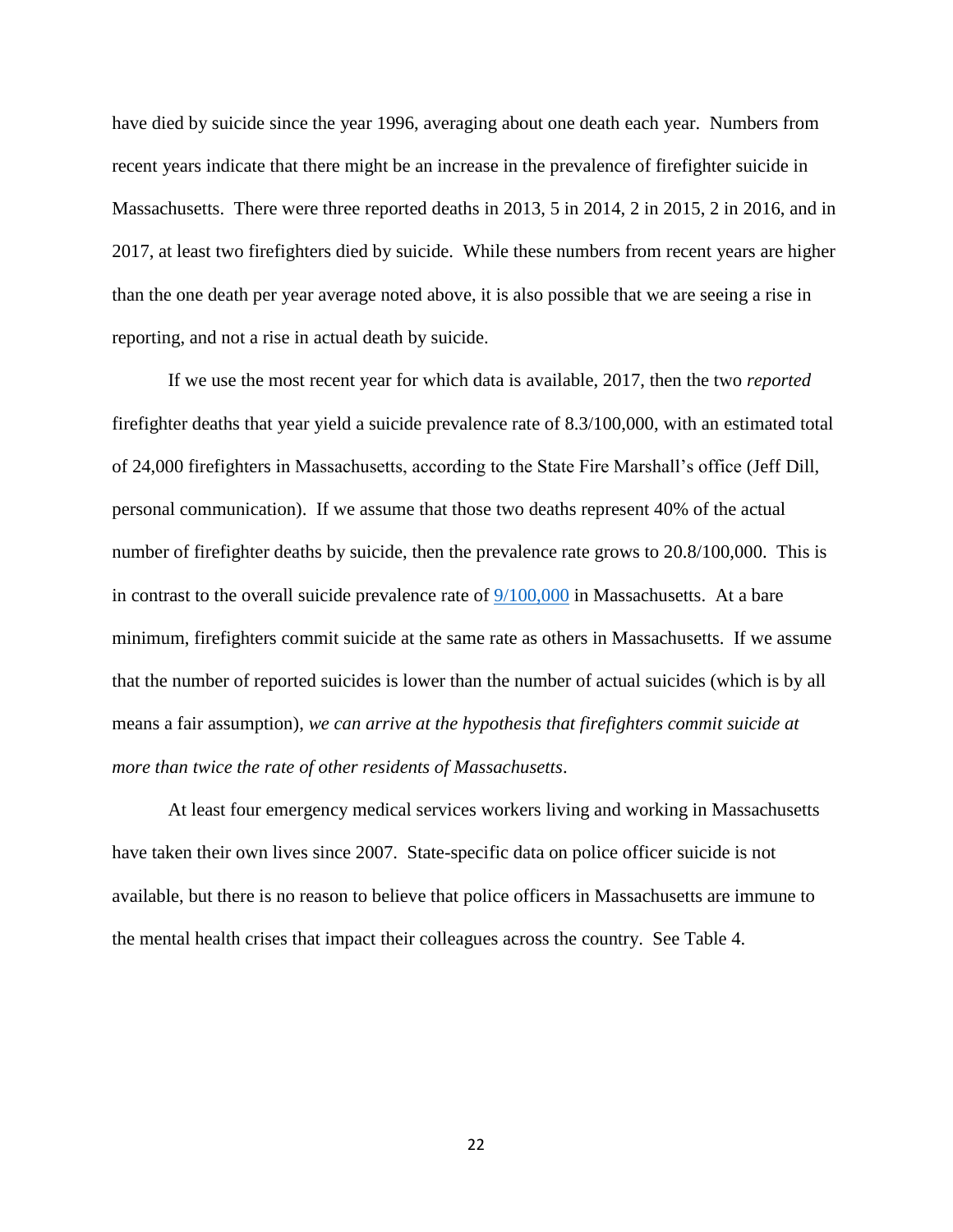have died by suicide since the year 1996, averaging about one death each year. Numbers from recent years indicate that there might be an increase in the prevalence of firefighter suicide in Massachusetts. There were three reported deaths in 2013, 5 in 2014, 2 in 2015, 2 in 2016, and in 2017, at least two firefighters died by suicide. While these numbers from recent years are higher than the one death per year average noted above, it is also possible that we are seeing a rise in reporting, and not a rise in actual death by suicide.

If we use the most recent year for which data is available, 2017, then the two *reported* firefighter deaths that year yield a suicide prevalence rate of 8.3/100,000, with an estimated total of 24,000 firefighters in Massachusetts, according to the State Fire Marshall's office (Jeff Dill, personal communication). If we assume that those two deaths represent 40% of the actual number of firefighter deaths by suicide, then the prevalence rate grows to 20.8/100,000. This is in contrast to the overall suicide prevalence rate of 9/100,000 in Massachusetts. At a bare minimum, firefighters commit suicide at the same rate as others in Massachusetts. If we assume that the number of reported suicides is lower than the number of actual suicides (which is by all means a fair assumption), *we can arrive at the hypothesis that firefighters commit suicide at more than twice the rate of other residents of Massachusetts*.

At least four emergency medical services workers living and working in Massachusetts have taken their own lives since 2007. State-specific data on police officer suicide is not available, but there is no reason to believe that police officers in Massachusetts are immune to the mental health crises that impact their colleagues across the country. See Table 4.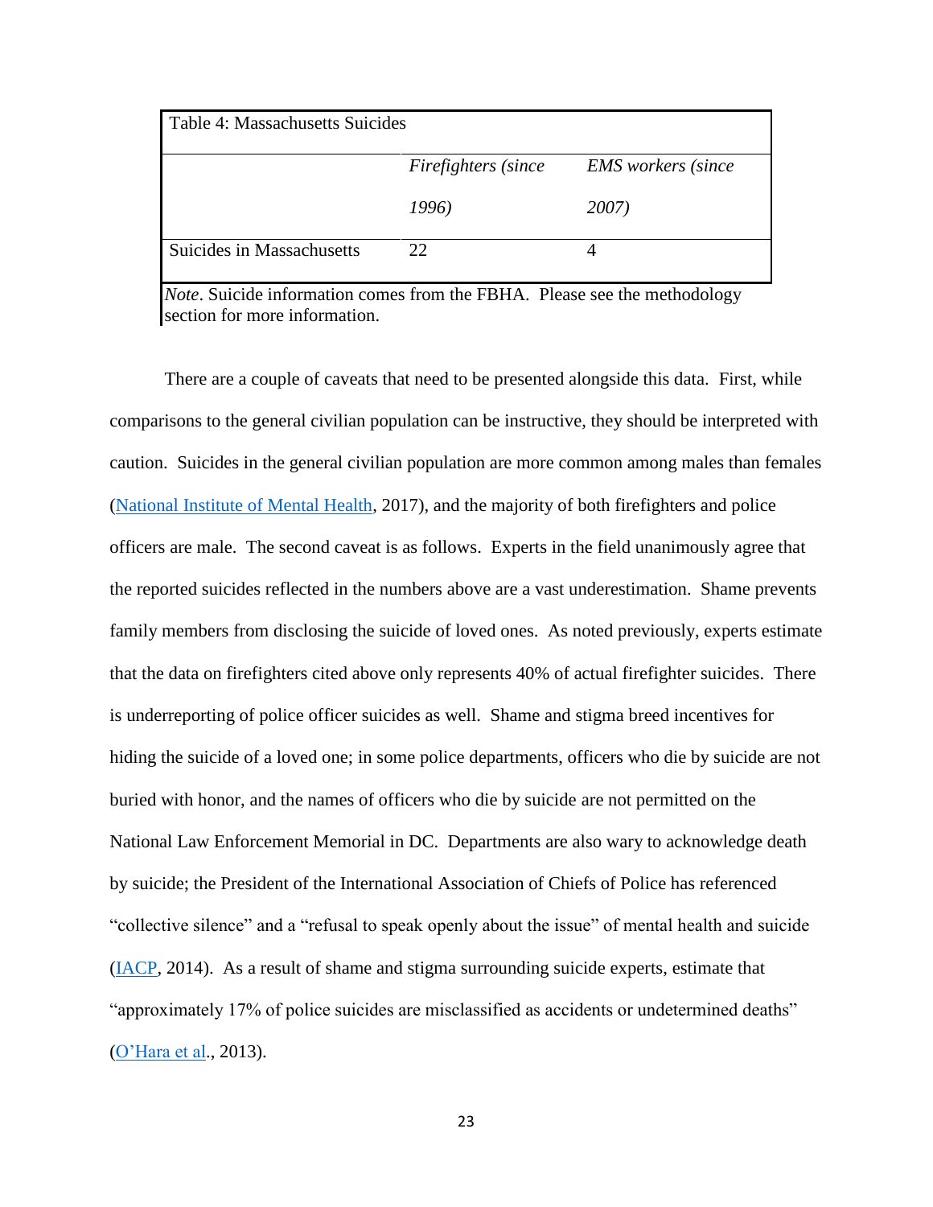Table 4: Massachusetts Suicides

| | *Firefighters (since 1996)* | *EMS workers (since 2007)* |
|---|---|---|
| Suicides in Massachusetts | 22 | 4 |

*Note*. Suicide information comes from the FBHA. Please see the methodology section for more information.

There are a couple of caveats that need to be presented alongside this data. First, while comparisons to the general civilian population can be instructive, they should be interpreted with caution. Suicides in the general civilian population are more common among males than females (National Institute of Mental Health, 2017), and the majority of both firefighters and police officers are male. The second caveat is as follows. Experts in the field unanimously agree that the reported suicides reflected in the numbers above are a vast underestimation. Shame prevents family members from disclosing the suicide of loved ones. As noted previously, experts estimate that the data on firefighters cited above only represents 40% of actual firefighter suicides. There is underreporting of police officer suicides as well. Shame and stigma breed incentives for hiding the suicide of a loved one; in some police departments, officers who die by suicide are not buried with honor, and the names of officers who die by suicide are not permitted on the National Law Enforcement Memorial in DC. Departments are also wary to acknowledge death by suicide; the President of the International Association of Chiefs of Police has referenced "collective silence" and a "refusal to speak openly about the issue" of mental health and suicide (IACP, 2014). As a result of shame and stigma surrounding suicide experts, estimate that "approximately 17% of police suicides are misclassified as accidents or undetermined deaths" (O'Hara et al., 2013).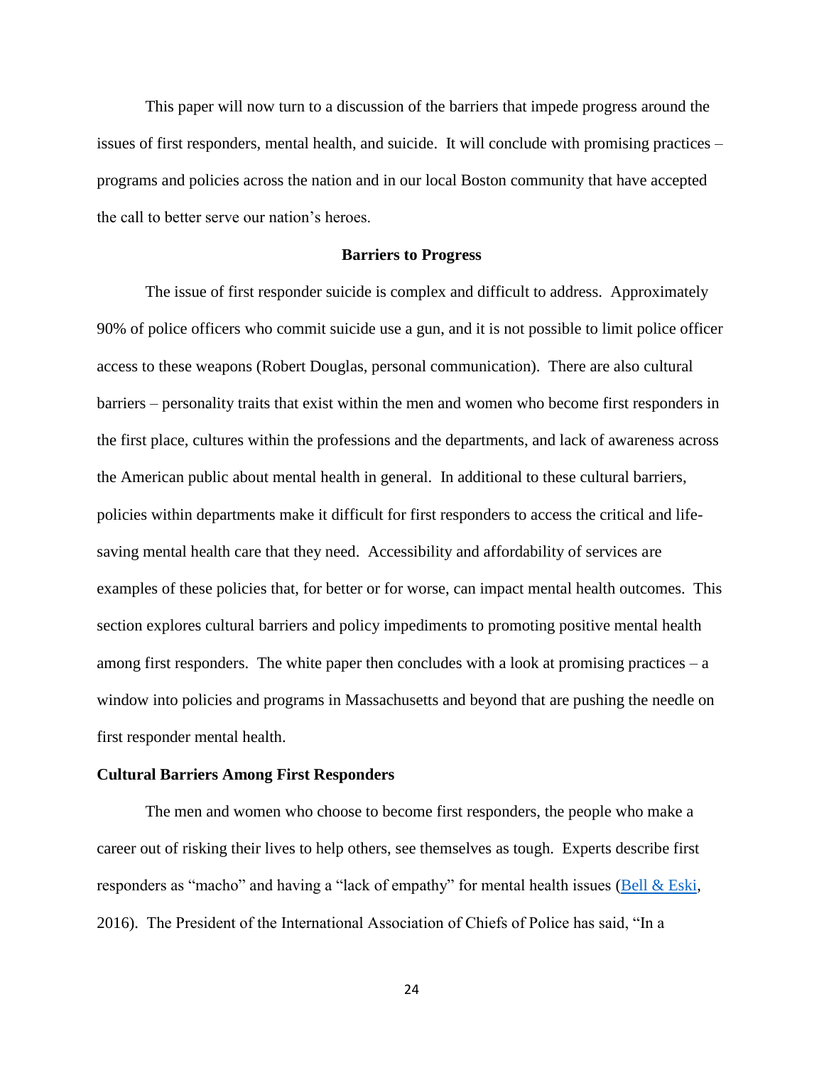This paper will now turn to a discussion of the barriers that impede progress around the issues of first responders, mental health, and suicide. It will conclude with promising practices – programs and policies across the nation and in our local Boston community that have accepted the call to better serve our nation's heroes.

## Barriers to Progress

The issue of first responder suicide is complex and difficult to address. Approximately 90% of police officers who commit suicide use a gun, and it is not possible to limit police officer access to these weapons (Robert Douglas, personal communication). There are also cultural barriers – personality traits that exist within the men and women who become first responders in the first place, cultures within the professions and the departments, and lack of awareness across the American public about mental health in general. In additional to these cultural barriers, policies within departments make it difficult for first responders to access the critical and life-saving mental health care that they need. Accessibility and affordability of services are examples of these policies that, for better or for worse, can impact mental health outcomes. This section explores cultural barriers and policy impediments to promoting positive mental health among first responders. The white paper then concludes with a look at promising practices – a window into policies and programs in Massachusetts and beyond that are pushing the needle on first responder mental health.

### Cultural Barriers Among First Responders

The men and women who choose to become first responders, the people who make a career out of risking their lives to help others, see themselves as tough. Experts describe first responders as "macho" and having a "lack of empathy" for mental health issues (Bell & Eski, 2016). The President of the International Association of Chiefs of Police has said, "In a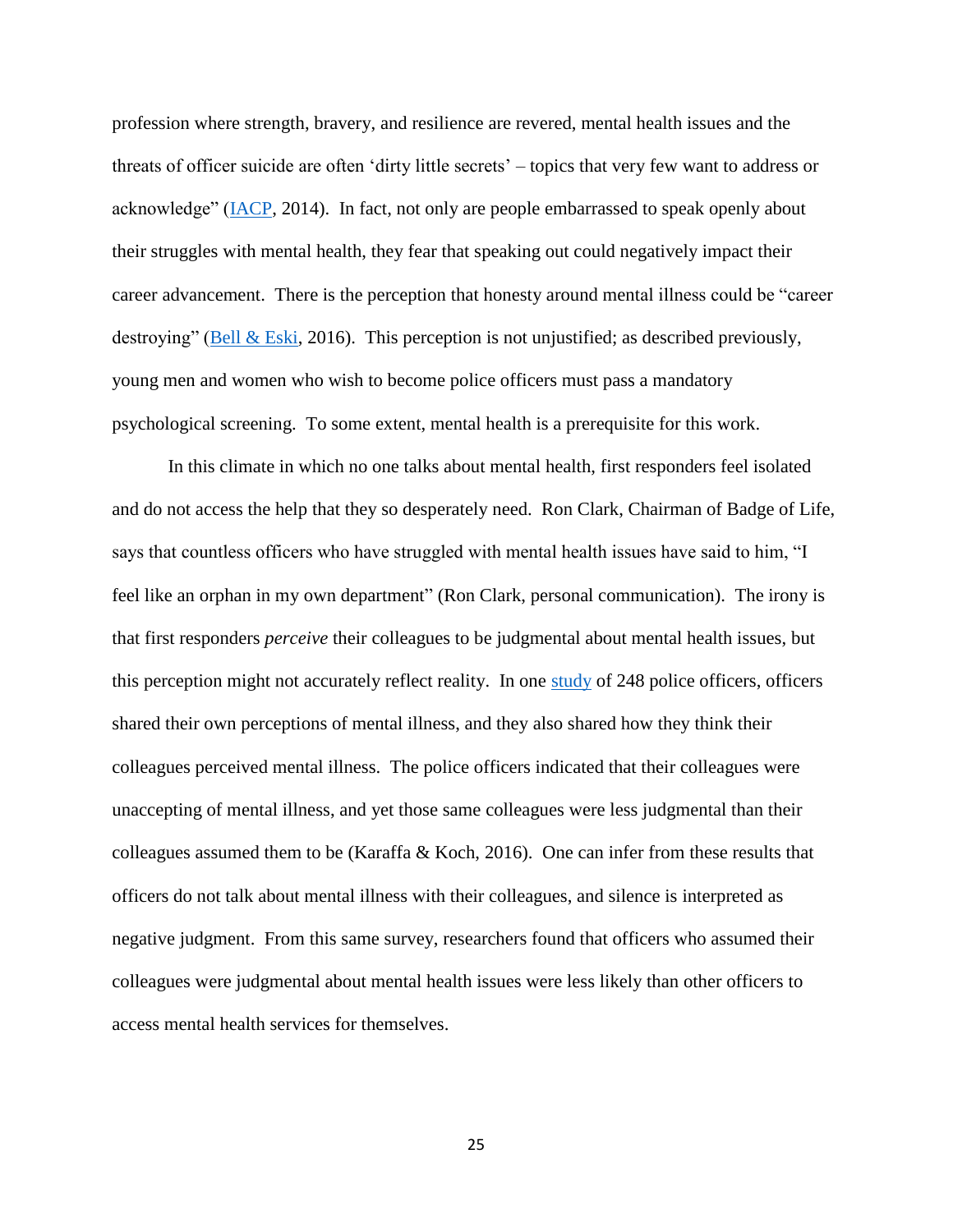profession where strength, bravery, and resilience are revered, mental health issues and the threats of officer suicide are often 'dirty little secrets' – topics that very few want to address or acknowledge" (IACP, 2014). In fact, not only are people embarrassed to speak openly about their struggles with mental health, they fear that speaking out could negatively impact their career advancement. There is the perception that honesty around mental illness could be "career destroying" (Bell & Eski, 2016). This perception is not unjustified; as described previously, young men and women who wish to become police officers must pass a mandatory psychological screening. To some extent, mental health is a prerequisite for this work.

In this climate in which no one talks about mental health, first responders feel isolated and do not access the help that they so desperately need. Ron Clark, Chairman of Badge of Life, says that countless officers who have struggled with mental health issues have said to him, "I feel like an orphan in my own department" (Ron Clark, personal communication). The irony is that first responders *perceive* their colleagues to be judgmental about mental health issues, but this perception might not accurately reflect reality. In one study of 248 police officers, officers shared their own perceptions of mental illness, and they also shared how they think their colleagues perceived mental illness. The police officers indicated that their colleagues were unaccepting of mental illness, and yet those same colleagues were less judgmental than their colleagues assumed them to be (Karaffa & Koch, 2016). One can infer from these results that officers do not talk about mental illness with their colleagues, and silence is interpreted as negative judgment. From this same survey, researchers found that officers who assumed their colleagues were judgmental about mental health issues were less likely than other officers to access mental health services for themselves.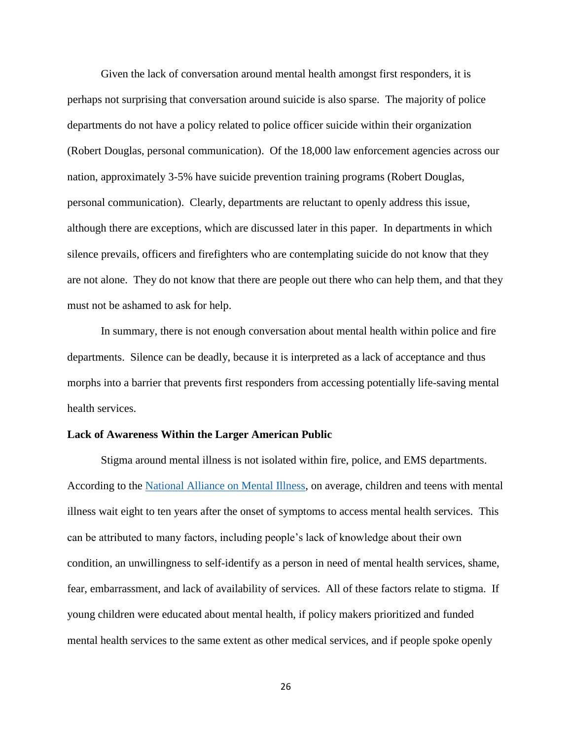Given the lack of conversation around mental health amongst first responders, it is perhaps not surprising that conversation around suicide is also sparse. The majority of police departments do not have a policy related to police officer suicide within their organization (Robert Douglas, personal communication). Of the 18,000 law enforcement agencies across our nation, approximately 3-5% have suicide prevention training programs (Robert Douglas, personal communication). Clearly, departments are reluctant to openly address this issue, although there are exceptions, which are discussed later in this paper. In departments in which silence prevails, officers and firefighters who are contemplating suicide do not know that they are not alone. They do not know that there are people out there who can help them, and that they must not be ashamed to ask for help.

In summary, there is not enough conversation about mental health within police and fire departments. Silence can be deadly, because it is interpreted as a lack of acceptance and thus morphs into a barrier that prevents first responders from accessing potentially life-saving mental health services.

**Lack of Awareness Within the Larger American Public**

Stigma around mental illness is not isolated within fire, police, and EMS departments. According to the National Alliance on Mental Illness, on average, children and teens with mental illness wait eight to ten years after the onset of symptoms to access mental health services. This can be attributed to many factors, including people's lack of knowledge about their own condition, an unwillingness to self-identify as a person in need of mental health services, shame, fear, embarrassment, and lack of availability of services. All of these factors relate to stigma. If young children were educated about mental health, if policy makers prioritized and funded mental health services to the same extent as other medical services, and if people spoke openly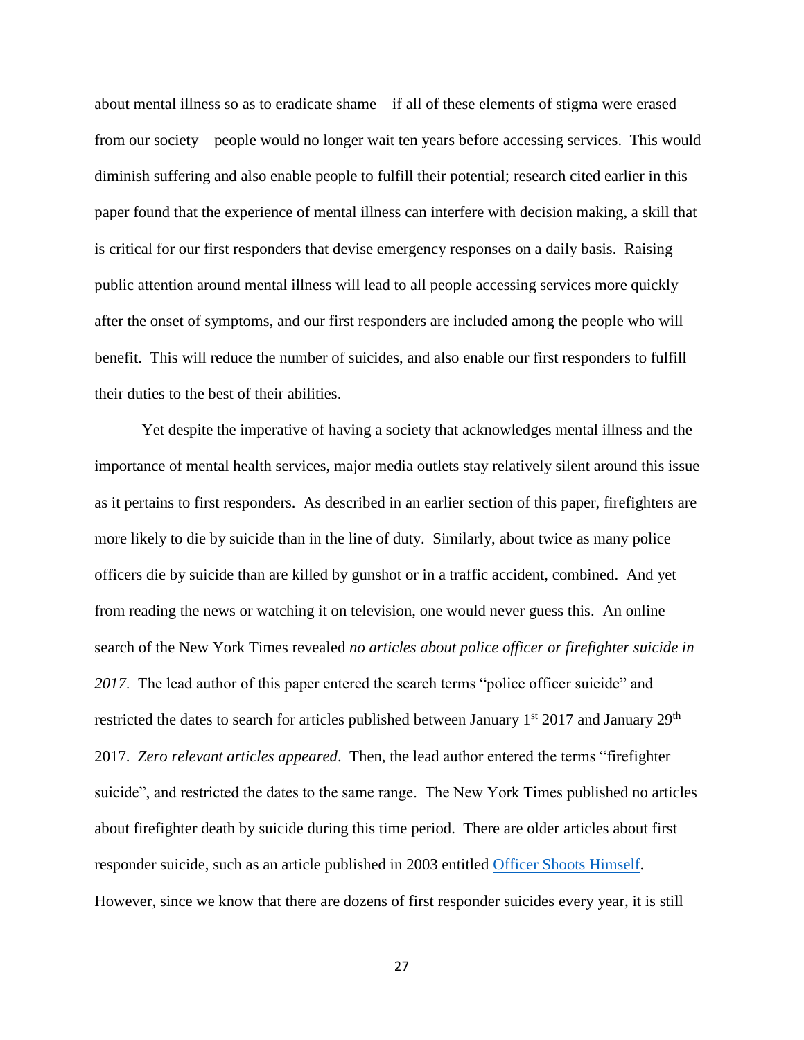about mental illness so as to eradicate shame – if all of these elements of stigma were erased from our society – people would no longer wait ten years before accessing services. This would diminish suffering and also enable people to fulfill their potential; research cited earlier in this paper found that the experience of mental illness can interfere with decision making, a skill that is critical for our first responders that devise emergency responses on a daily basis. Raising public attention around mental illness will lead to all people accessing services more quickly after the onset of symptoms, and our first responders are included among the people who will benefit. This will reduce the number of suicides, and also enable our first responders to fulfill their duties to the best of their abilities.

Yet despite the imperative of having a society that acknowledges mental illness and the importance of mental health services, major media outlets stay relatively silent around this issue as it pertains to first responders. As described in an earlier section of this paper, firefighters are more likely to die by suicide than in the line of duty. Similarly, about twice as many police officers die by suicide than are killed by gunshot or in a traffic accident, combined. And yet from reading the news or watching it on television, one would never guess this. An online search of the New York Times revealed *no articles about police officer or firefighter suicide in 2017.* The lead author of this paper entered the search terms "police officer suicide" and restricted the dates to search for articles published between January 1st 2017 and January 29th 2017. *Zero relevant articles appeared*. Then, the lead author entered the terms "firefighter suicide", and restricted the dates to the same range. The New York Times published no articles about firefighter death by suicide during this time period. There are older articles about first responder suicide, such as an article published in 2003 entitled Officer Shoots Himself. However, since we know that there are dozens of first responder suicides every year, it is still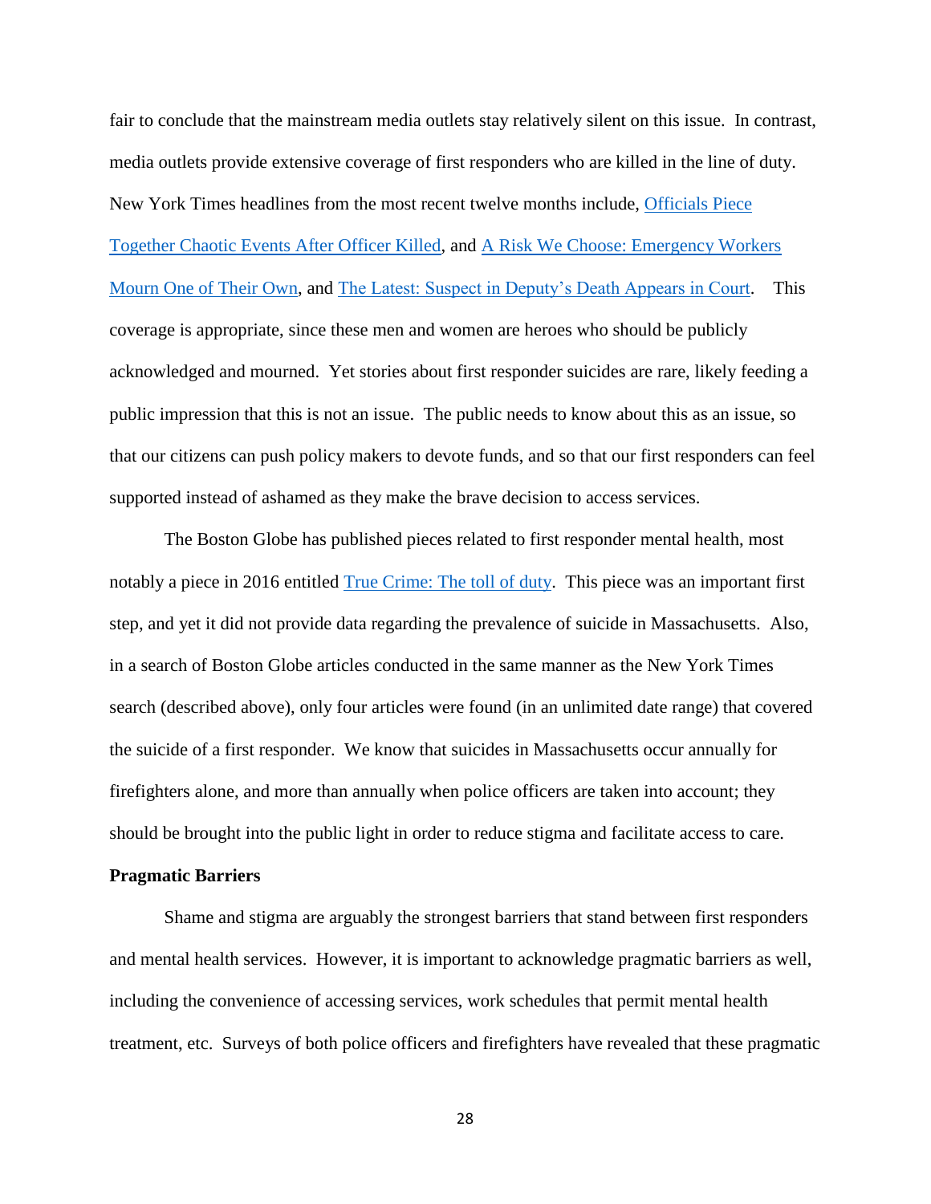fair to conclude that the mainstream media outlets stay relatively silent on this issue. In contrast, media outlets provide extensive coverage of first responders who are killed in the line of duty. New York Times headlines from the most recent twelve months include, Officials Piece Together Chaotic Events After Officer Killed, and A Risk We Choose: Emergency Workers Mourn One of Their Own, and The Latest: Suspect in Deputy's Death Appears in Court. This coverage is appropriate, since these men and women are heroes who should be publicly acknowledged and mourned. Yet stories about first responder suicides are rare, likely feeding a public impression that this is not an issue. The public needs to know about this as an issue, so that our citizens can push policy makers to devote funds, and so that our first responders can feel supported instead of ashamed as they make the brave decision to access services.

The Boston Globe has published pieces related to first responder mental health, most notably a piece in 2016 entitled True Crime: The toll of duty. This piece was an important first step, and yet it did not provide data regarding the prevalence of suicide in Massachusetts. Also, in a search of Boston Globe articles conducted in the same manner as the New York Times search (described above), only four articles were found (in an unlimited date range) that covered the suicide of a first responder. We know that suicides in Massachusetts occur annually for firefighters alone, and more than annually when police officers are taken into account; they should be brought into the public light in order to reduce stigma and facilitate access to care.

**Pragmatic Barriers**

Shame and stigma are arguably the strongest barriers that stand between first responders and mental health services. However, it is important to acknowledge pragmatic barriers as well, including the convenience of accessing services, work schedules that permit mental health treatment, etc. Surveys of both police officers and firefighters have revealed that these pragmatic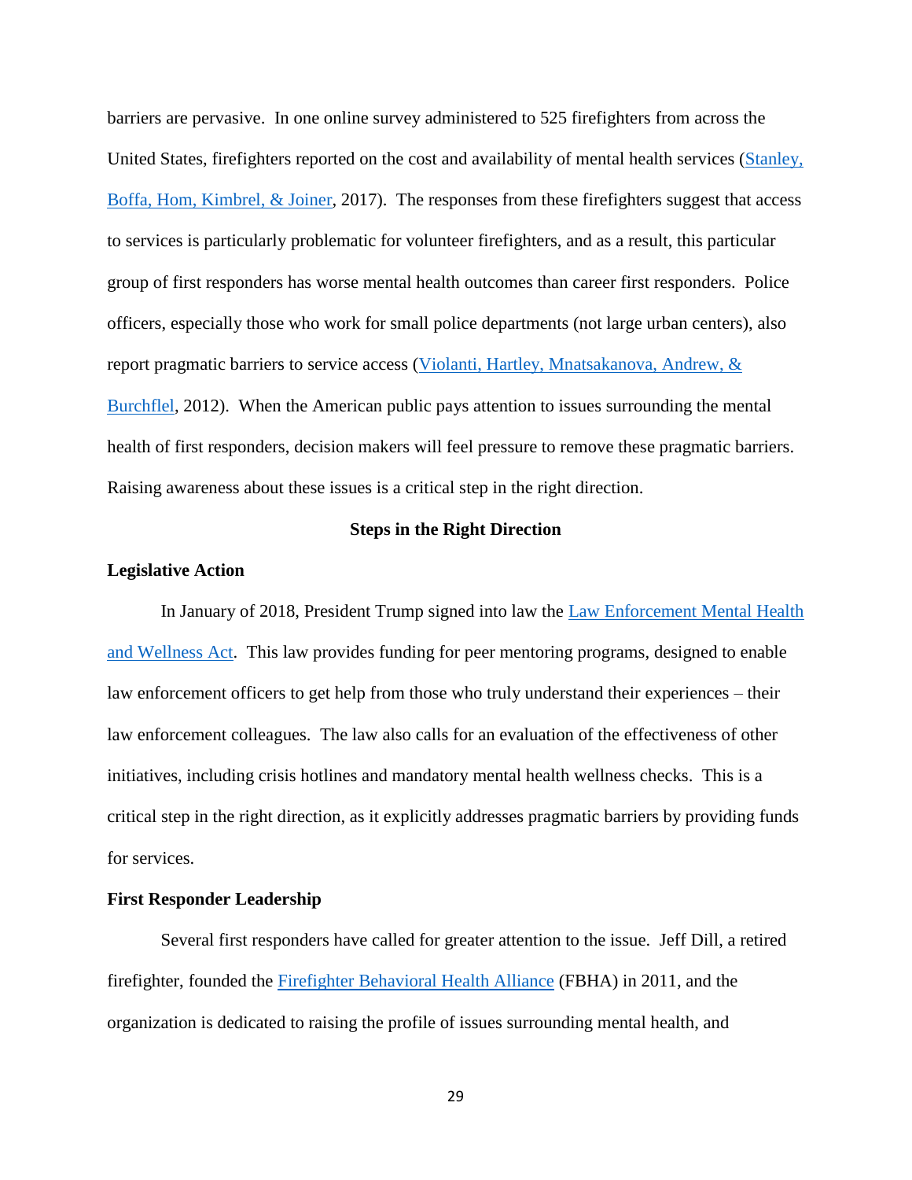barriers are pervasive. In one online survey administered to 525 firefighters from across the United States, firefighters reported on the cost and availability of mental health services (Stanley, Boffa, Hom, Kimbrel, & Joiner, 2017). The responses from these firefighters suggest that access to services is particularly problematic for volunteer firefighters, and as a result, this particular group of first responders has worse mental health outcomes than career first responders. Police officers, especially those who work for small police departments (not large urban centers), also report pragmatic barriers to service access (Violanti, Hartley, Mnatsakanova, Andrew, & Burchfiel, 2012). When the American public pays attention to issues surrounding the mental health of first responders, decision makers will feel pressure to remove these pragmatic barriers. Raising awareness about these issues is a critical step in the right direction.

## Steps in the Right Direction

### Legislative Action

In January of 2018, President Trump signed into law the Law Enforcement Mental Health and Wellness Act. This law provides funding for peer mentoring programs, designed to enable law enforcement officers to get help from those who truly understand their experiences – their law enforcement colleagues. The law also calls for an evaluation of the effectiveness of other initiatives, including crisis hotlines and mandatory mental health wellness checks. This is a critical step in the right direction, as it explicitly addresses pragmatic barriers by providing funds for services.

### First Responder Leadership

Several first responders have called for greater attention to the issue. Jeff Dill, a retired firefighter, founded the Firefighter Behavioral Health Alliance (FBHA) in 2011, and the organization is dedicated to raising the profile of issues surrounding mental health, and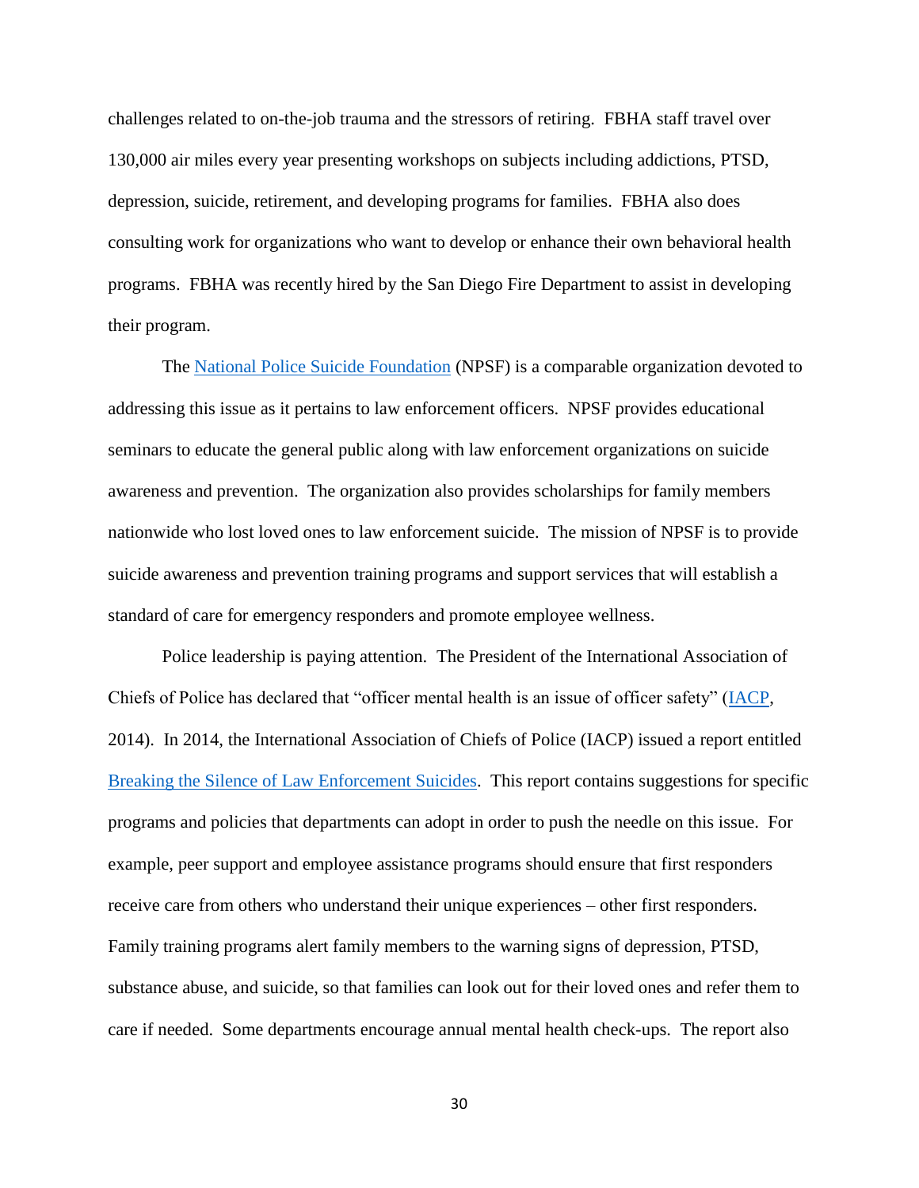challenges related to on-the-job trauma and the stressors of retiring. FBHA staff travel over 130,000 air miles every year presenting workshops on subjects including addictions, PTSD, depression, suicide, retirement, and developing programs for families. FBHA also does consulting work for organizations who want to develop or enhance their own behavioral health programs. FBHA was recently hired by the San Diego Fire Department to assist in developing their program.

The [National Police Suicide Foundation] (NPSF) is a comparable organization devoted to addressing this issue as it pertains to law enforcement officers. NPSF provides educational seminars to educate the general public along with law enforcement organizations on suicide awareness and prevention. The organization also provides scholarships for family members nationwide who lost loved ones to law enforcement suicide. The mission of NPSF is to provide suicide awareness and prevention training programs and support services that will establish a standard of care for emergency responders and promote employee wellness.

Police leadership is paying attention. The President of the International Association of Chiefs of Police has declared that "officer mental health is an issue of officer safety" (IACP, 2014). In 2014, the International Association of Chiefs of Police (IACP) issued a report entitled Breaking the Silence of Law Enforcement Suicides. This report contains suggestions for specific programs and policies that departments can adopt in order to push the needle on this issue. For example, peer support and employee assistance programs should ensure that first responders receive care from others who understand their unique experiences – other first responders. Family training programs alert family members to the warning signs of depression, PTSD, substance abuse, and suicide, so that families can look out for their loved ones and refer them to care if needed. Some departments encourage annual mental health check-ups. The report also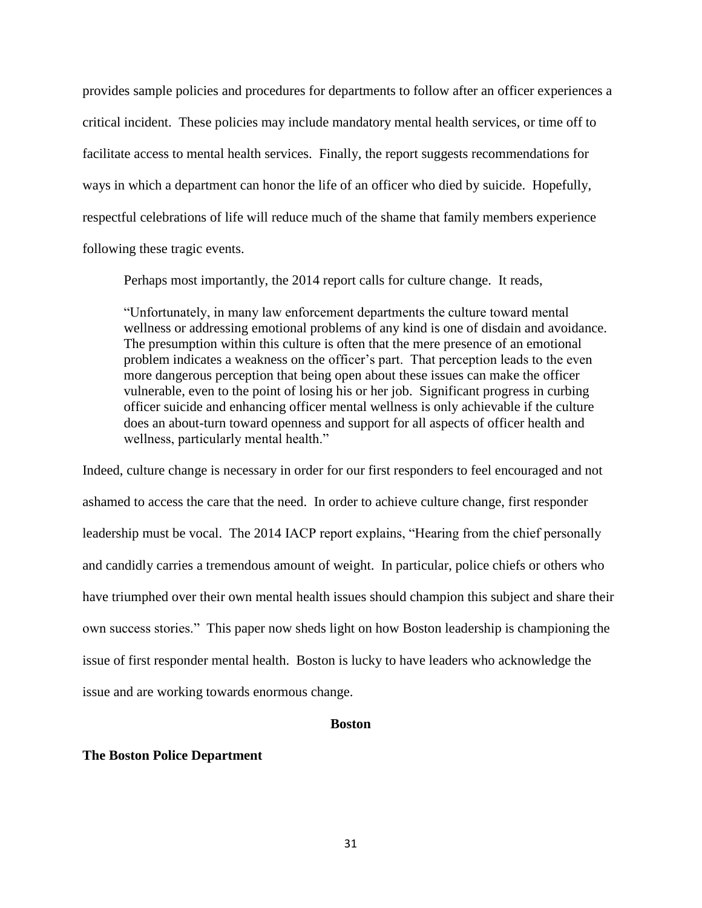provides sample policies and procedures for departments to follow after an officer experiences a critical incident. These policies may include mandatory mental health services, or time off to facilitate access to mental health services. Finally, the report suggests recommendations for ways in which a department can honor the life of an officer who died by suicide. Hopefully, respectful celebrations of life will reduce much of the shame that family members experience following these tragic events.

Perhaps most importantly, the 2014 report calls for culture change. It reads,

> "Unfortunately, in many law enforcement departments the culture toward mental wellness or addressing emotional problems of any kind is one of disdain and avoidance. The presumption within this culture is often that the mere presence of an emotional problem indicates a weakness on the officer's part. That perception leads to the even more dangerous perception that being open about these issues can make the officer vulnerable, even to the point of losing his or her job. Significant progress in curbing officer suicide and enhancing officer mental wellness is only achievable if the culture does an about-turn toward openness and support for all aspects of officer health and wellness, particularly mental health."

Indeed, culture change is necessary in order for our first responders to feel encouraged and not ashamed to access the care that the need. In order to achieve culture change, first responder leadership must be vocal. The 2014 IACP report explains, "Hearing from the chief personally and candidly carries a tremendous amount of weight. In particular, police chiefs or others who have triumphed over their own mental health issues should champion this subject and share their own success stories." This paper now sheds light on how Boston leadership is championing the issue of first responder mental health. Boston is lucky to have leaders who acknowledge the issue and are working towards enormous change.

## Boston

### The Boston Police Department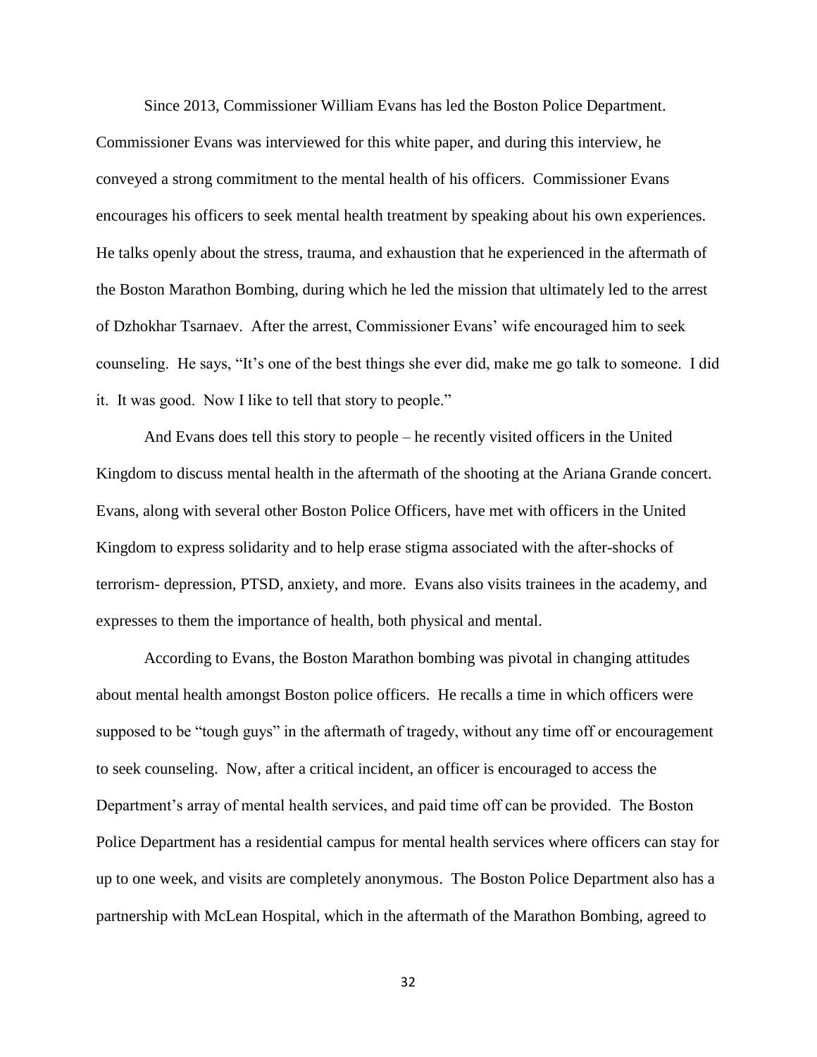Since 2013, Commissioner William Evans has led the Boston Police Department. Commissioner Evans was interviewed for this white paper, and during this interview, he conveyed a strong commitment to the mental health of his officers. Commissioner Evans encourages his officers to seek mental health treatment by speaking about his own experiences. He talks openly about the stress, trauma, and exhaustion that he experienced in the aftermath of the Boston Marathon Bombing, during which he led the mission that ultimately led to the arrest of Dzhokhar Tsarnaev. After the arrest, Commissioner Evans' wife encouraged him to seek counseling. He says, "It's one of the best things she ever did, make me go talk to someone. I did it. It was good. Now I like to tell that story to people."

And Evans does tell this story to people – he recently visited officers in the United Kingdom to discuss mental health in the aftermath of the shooting at the Ariana Grande concert. Evans, along with several other Boston Police Officers, have met with officers in the United Kingdom to express solidarity and to help erase stigma associated with the after-shocks of terrorism- depression, PTSD, anxiety, and more. Evans also visits trainees in the academy, and expresses to them the importance of health, both physical and mental.

According to Evans, the Boston Marathon bombing was pivotal in changing attitudes about mental health amongst Boston police officers. He recalls a time in which officers were supposed to be "tough guys" in the aftermath of tragedy, without any time off or encouragement to seek counseling. Now, after a critical incident, an officer is encouraged to access the Department's array of mental health services, and paid time off can be provided. The Boston Police Department has a residential campus for mental health services where officers can stay for up to one week, and visits are completely anonymous. The Boston Police Department also has a partnership with McLean Hospital, which in the aftermath of the Marathon Bombing, agreed to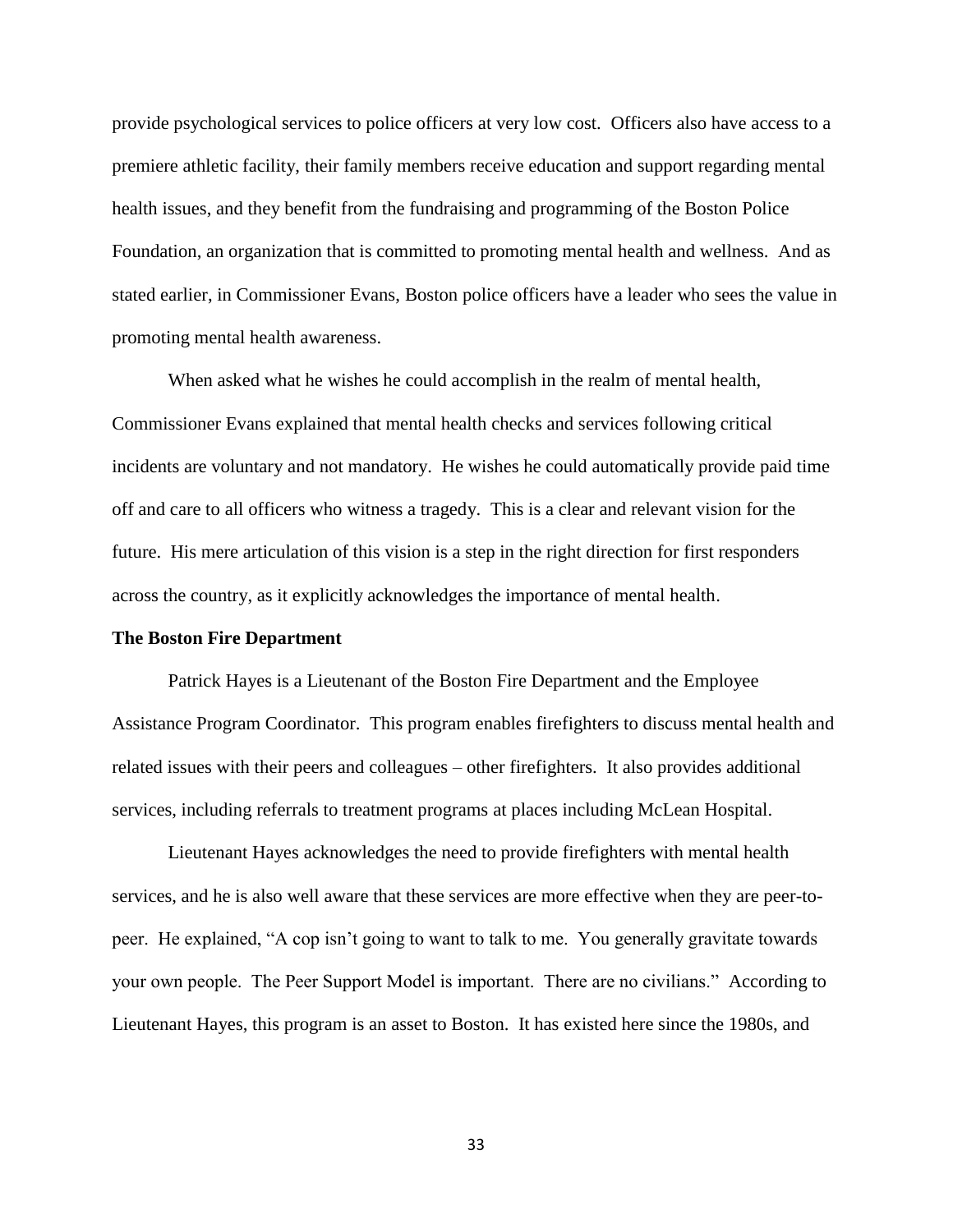provide psychological services to police officers at very low cost. Officers also have access to a premiere athletic facility, their family members receive education and support regarding mental health issues, and they benefit from the fundraising and programming of the Boston Police Foundation, an organization that is committed to promoting mental health and wellness. And as stated earlier, in Commissioner Evans, Boston police officers have a leader who sees the value in promoting mental health awareness.

When asked what he wishes he could accomplish in the realm of mental health, Commissioner Evans explained that mental health checks and services following critical incidents are voluntary and not mandatory. He wishes he could automatically provide paid time off and care to all officers who witness a tragedy. This is a clear and relevant vision for the future. His mere articulation of this vision is a step in the right direction for first responders across the country, as it explicitly acknowledges the importance of mental health.

**The Boston Fire Department**

Patrick Hayes is a Lieutenant of the Boston Fire Department and the Employee Assistance Program Coordinator. This program enables firefighters to discuss mental health and related issues with their peers and colleagues – other firefighters. It also provides additional services, including referrals to treatment programs at places including McLean Hospital.

Lieutenant Hayes acknowledges the need to provide firefighters with mental health services, and he is also well aware that these services are more effective when they are peer-to-peer. He explained, "A cop isn't going to want to talk to me. You generally gravitate towards your own people. The Peer Support Model is important. There are no civilians." According to Lieutenant Hayes, this program is an asset to Boston. It has existed here since the 1980s, and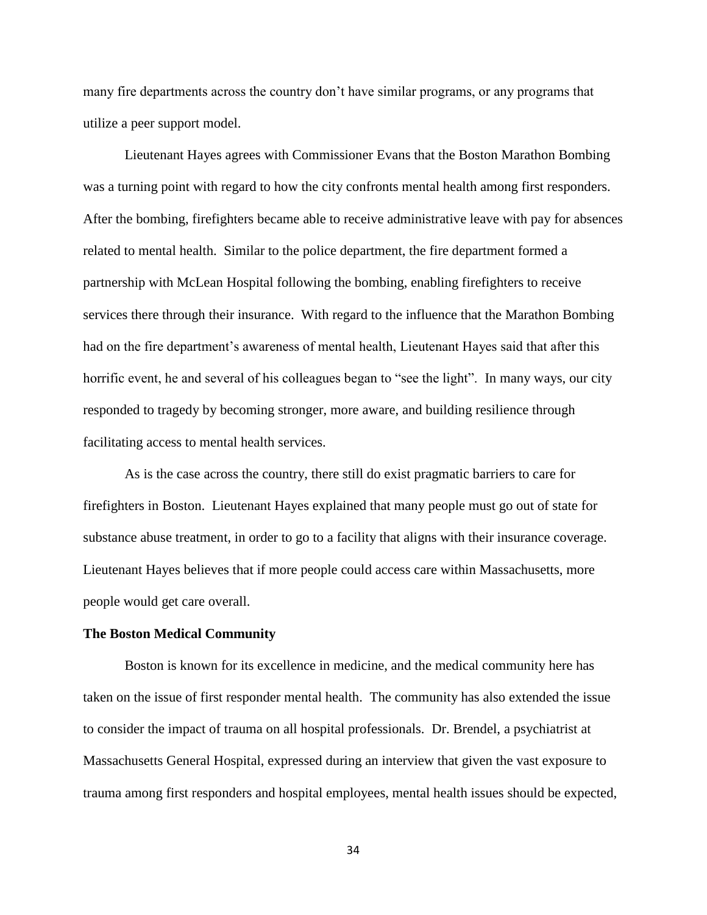many fire departments across the country don't have similar programs, or any programs that utilize a peer support model.

Lieutenant Hayes agrees with Commissioner Evans that the Boston Marathon Bombing was a turning point with regard to how the city confronts mental health among first responders. After the bombing, firefighters became able to receive administrative leave with pay for absences related to mental health. Similar to the police department, the fire department formed a partnership with McLean Hospital following the bombing, enabling firefighters to receive services there through their insurance. With regard to the influence that the Marathon Bombing had on the fire department's awareness of mental health, Lieutenant Hayes said that after this horrific event, he and several of his colleagues began to "see the light". In many ways, our city responded to tragedy by becoming stronger, more aware, and building resilience through facilitating access to mental health services.

As is the case across the country, there still do exist pragmatic barriers to care for firefighters in Boston. Lieutenant Hayes explained that many people must go out of state for substance abuse treatment, in order to go to a facility that aligns with their insurance coverage. Lieutenant Hayes believes that if more people could access care within Massachusetts, more people would get care overall.

**The Boston Medical Community**

Boston is known for its excellence in medicine, and the medical community here has taken on the issue of first responder mental health. The community has also extended the issue to consider the impact of trauma on all hospital professionals. Dr. Brendel, a psychiatrist at Massachusetts General Hospital, expressed during an interview that given the vast exposure to trauma among first responders and hospital employees, mental health issues should be expected,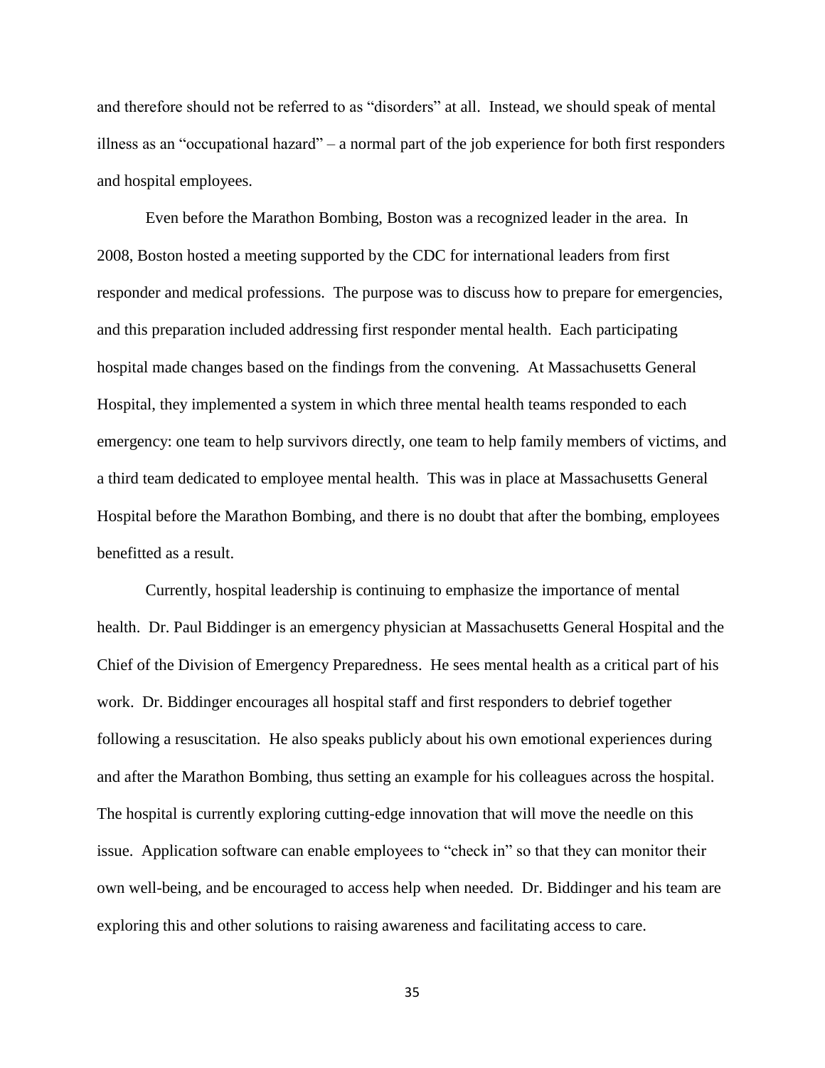and therefore should not be referred to as "disorders" at all. Instead, we should speak of mental illness as an "occupational hazard" – a normal part of the job experience for both first responders and hospital employees.

Even before the Marathon Bombing, Boston was a recognized leader in the area. In 2008, Boston hosted a meeting supported by the CDC for international leaders from first responder and medical professions. The purpose was to discuss how to prepare for emergencies, and this preparation included addressing first responder mental health. Each participating hospital made changes based on the findings from the convening. At Massachusetts General Hospital, they implemented a system in which three mental health teams responded to each emergency: one team to help survivors directly, one team to help family members of victims, and a third team dedicated to employee mental health. This was in place at Massachusetts General Hospital before the Marathon Bombing, and there is no doubt that after the bombing, employees benefitted as a result.

Currently, hospital leadership is continuing to emphasize the importance of mental health. Dr. Paul Biddinger is an emergency physician at Massachusetts General Hospital and the Chief of the Division of Emergency Preparedness. He sees mental health as a critical part of his work. Dr. Biddinger encourages all hospital staff and first responders to debrief together following a resuscitation. He also speaks publicly about his own emotional experiences during and after the Marathon Bombing, thus setting an example for his colleagues across the hospital. The hospital is currently exploring cutting-edge innovation that will move the needle on this issue. Application software can enable employees to "check in" so that they can monitor their own well-being, and be encouraged to access help when needed. Dr. Biddinger and his team are exploring this and other solutions to raising awareness and facilitating access to care.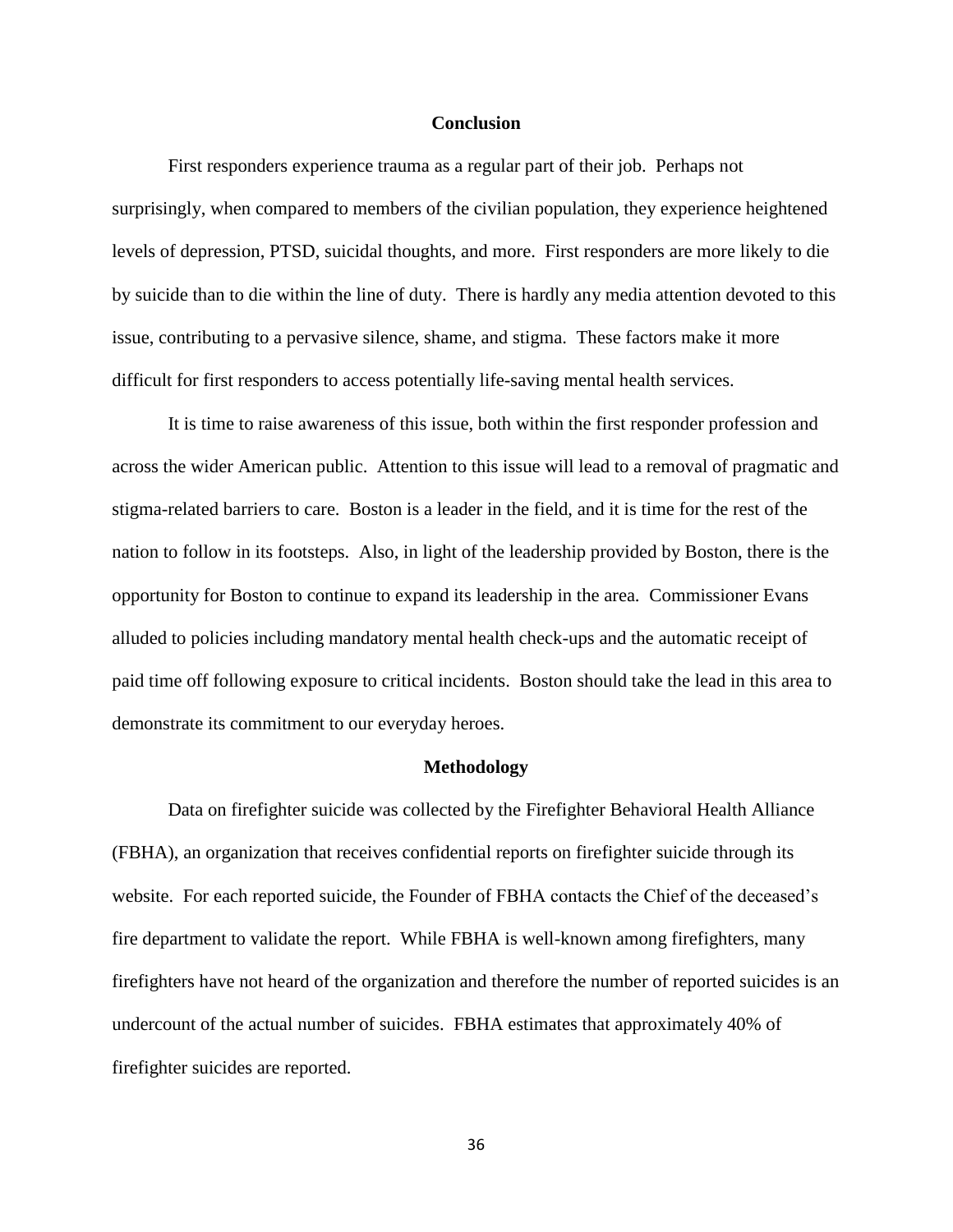## Conclusion

First responders experience trauma as a regular part of their job. Perhaps not surprisingly, when compared to members of the civilian population, they experience heightened levels of depression, PTSD, suicidal thoughts, and more. First responders are more likely to die by suicide than to die within the line of duty. There is hardly any media attention devoted to this issue, contributing to a pervasive silence, shame, and stigma. These factors make it more difficult for first responders to access potentially life-saving mental health services.

It is time to raise awareness of this issue, both within the first responder profession and across the wider American public. Attention to this issue will lead to a removal of pragmatic and stigma-related barriers to care. Boston is a leader in the field, and it is time for the rest of the nation to follow in its footsteps. Also, in light of the leadership provided by Boston, there is the opportunity for Boston to continue to expand its leadership in the area. Commissioner Evans alluded to policies including mandatory mental health check-ups and the automatic receipt of paid time off following exposure to critical incidents. Boston should take the lead in this area to demonstrate its commitment to our everyday heroes.

## Methodology

Data on firefighter suicide was collected by the Firefighter Behavioral Health Alliance (FBHA), an organization that receives confidential reports on firefighter suicide through its website. For each reported suicide, the Founder of FBHA contacts the Chief of the deceased's fire department to validate the report. While FBHA is well-known among firefighters, many firefighters have not heard of the organization and therefore the number of reported suicides is an undercount of the actual number of suicides. FBHA estimates that approximately 40% of firefighter suicides are reported.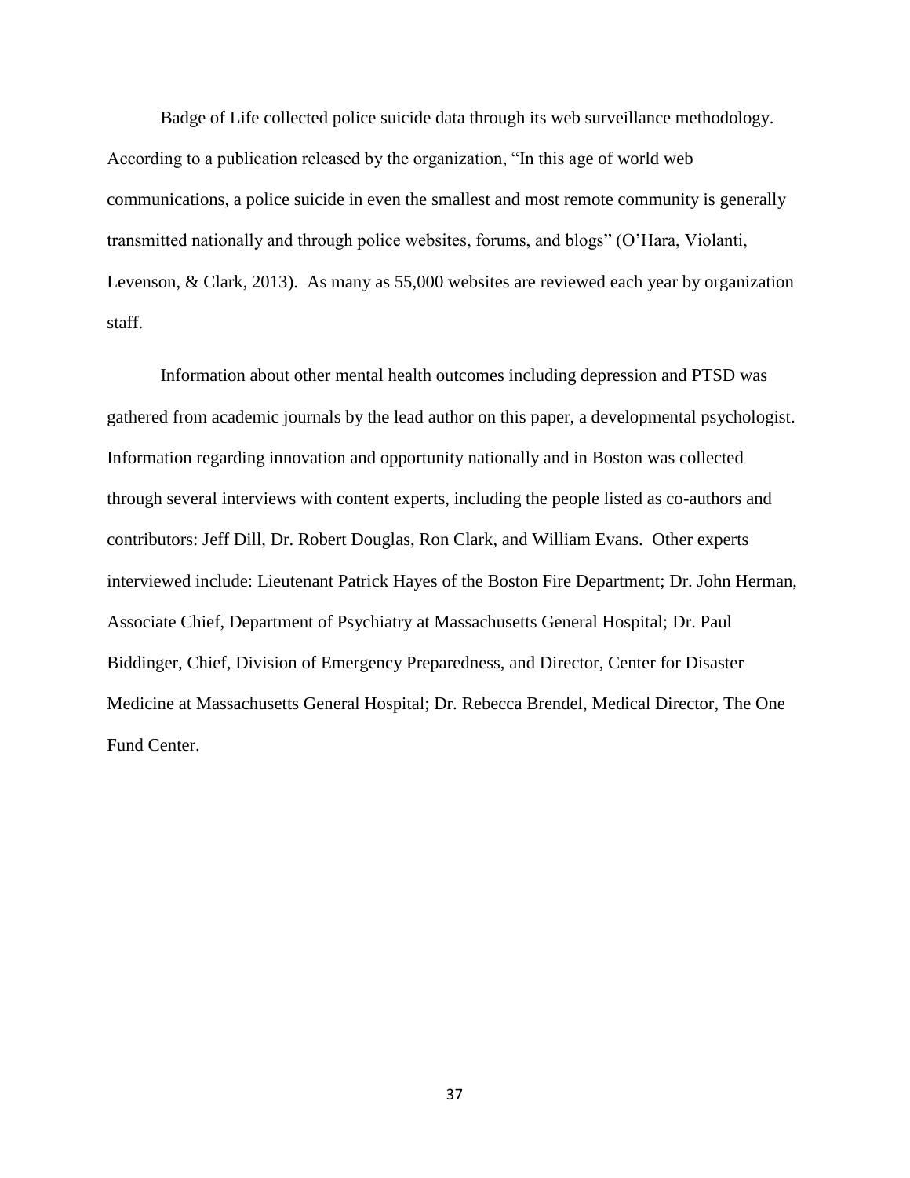Badge of Life collected police suicide data through its web surveillance methodology. According to a publication released by the organization, "In this age of world web communications, a police suicide in even the smallest and most remote community is generally transmitted nationally and through police websites, forums, and blogs" (O'Hara, Violanti, Levenson, & Clark, 2013). As many as 55,000 websites are reviewed each year by organization staff.

Information about other mental health outcomes including depression and PTSD was gathered from academic journals by the lead author on this paper, a developmental psychologist. Information regarding innovation and opportunity nationally and in Boston was collected through several interviews with content experts, including the people listed as co-authors and contributors: Jeff Dill, Dr. Robert Douglas, Ron Clark, and William Evans. Other experts interviewed include: Lieutenant Patrick Hayes of the Boston Fire Department; Dr. John Herman, Associate Chief, Department of Psychiatry at Massachusetts General Hospital; Dr. Paul Biddinger, Chief, Division of Emergency Preparedness, and Director, Center for Disaster Medicine at Massachusetts General Hospital; Dr. Rebecca Brendel, Medical Director, The One Fund Center.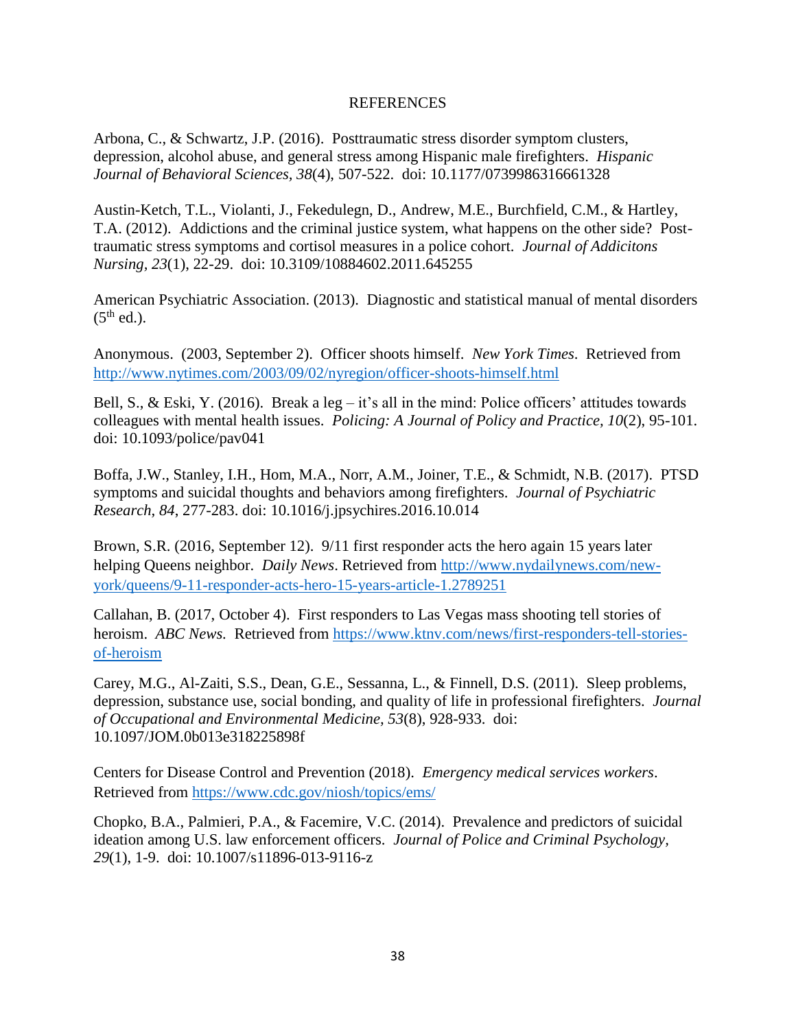# REFERENCES

Arbona, C., & Schwartz, J.P. (2016). Posttraumatic stress disorder symptom clusters, depression, alcohol abuse, and general stress among Hispanic male firefighters. *Hispanic Journal of Behavioral Sciences*, *38*(4), 507-522. doi: 10.1177/0739986316661328

Austin-Ketch, T.L., Violanti, J., Fekedulegn, D., Andrew, M.E., Burchfield, C.M., & Hartley, T.A. (2012). Addictions and the criminal justice system, what happens on the other side? Post-traumatic stress symptoms and cortisol measures in a police cohort. *Journal of Addicitons Nursing*, *23*(1), 22-29. doi: 10.3109/10884602.2011.645255

American Psychiatric Association. (2013). Diagnostic and statistical manual of mental disorders (5th ed.).

Anonymous. (2003, September 2). Officer shoots himself. *New York Times*. Retrieved from http://www.nytimes.com/2003/09/02/nyregion/officer-shoots-himself.html

Bell, S., & Eski, Y. (2016). Break a leg – it's all in the mind: Police officers' attitudes towards colleagues with mental health issues. *Policing: A Journal of Policy and Practice, 10*(2), 95-101. doi: 10.1093/police/pav041

Boffa, J.W., Stanley, I.H., Hom, M.A., Norr, A.M., Joiner, T.E., & Schmidt, N.B. (2017). PTSD symptoms and suicidal thoughts and behaviors among firefighters. *Journal of Psychiatric Research, 84*, 277-283. doi: 10.1016/j.jpsychires.2016.10.014

Brown, S.R. (2016, September 12). 9/11 first responder acts the hero again 15 years later helping Queens neighbor. *Daily News*. Retrieved from http://www.nydailynews.com/new-york/queens/9-11-responder-acts-hero-15-years-article-1.2789251

Callahan, B. (2017, October 4). First responders to Las Vegas mass shooting tell stories of heroism. *ABC News.* Retrieved from https://www.ktnv.com/news/first-responders-tell-stories-of-heroism

Carey, M.G., Al-Zaiti, S.S., Dean, G.E., Sessanna, L., & Finnell, D.S. (2011). Sleep problems, depression, substance use, social bonding, and quality of life in professional firefighters. *Journal of Occupational and Environmental Medicine, 53*(8), 928-933. doi: 10.1097/JOM.0b013e318225898f

Centers for Disease Control and Prevention (2018). *Emergency medical services workers*. Retrieved from https://www.cdc.gov/niosh/topics/ems/

Chopko, B.A., Palmieri, P.A., & Facemire, V.C. (2014). Prevalence and predictors of suicidal ideation among U.S. law enforcement officers. *Journal of Police and Criminal Psychology, 29*(1), 1-9. doi: 10.1007/s11896-013-9116-z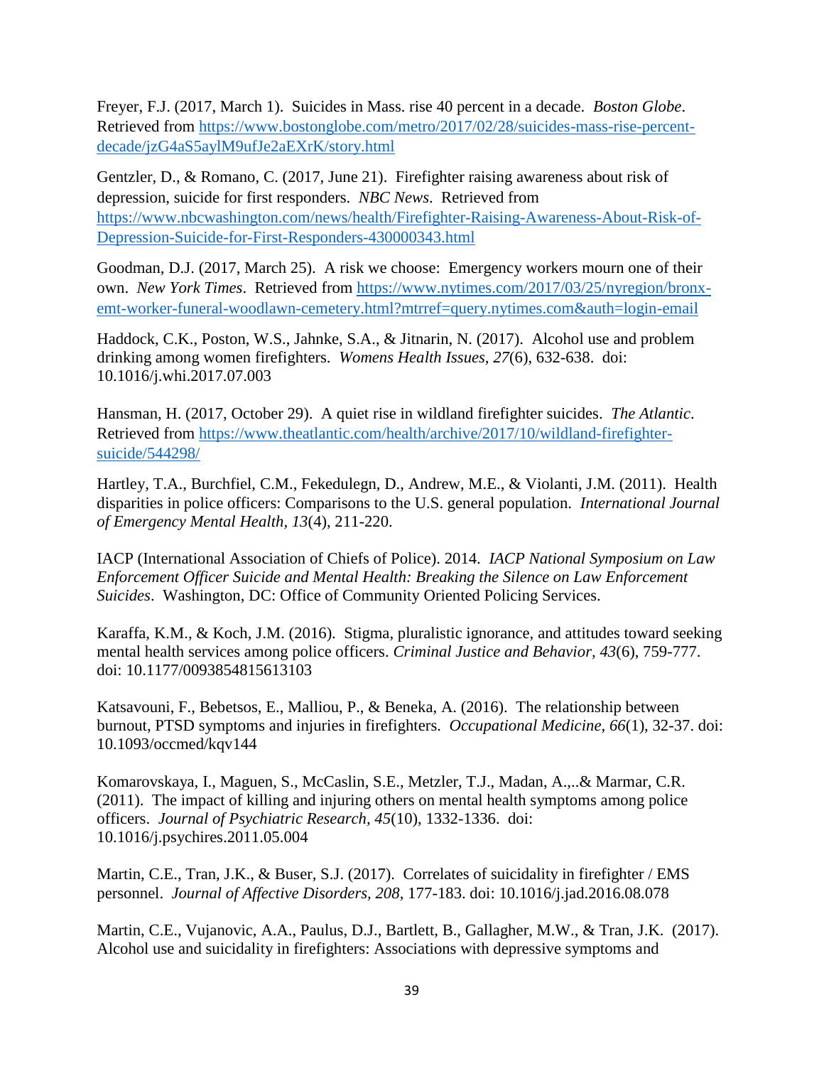Freyer, F.J. (2017, March 1). Suicides in Mass. rise 40 percent in a decade. *Boston Globe*. Retrieved from https://www.bostonglobe.com/metro/2017/02/28/suicides-mass-rise-percent-decade/jzG4aS5aylM9ufJe2aEXrK/story.html

Gentzler, D., & Romano, C. (2017, June 21). Firefighter raising awareness about risk of depression, suicide for first responders. *NBC News*. Retrieved from https://www.nbcwashington.com/news/health/Firefighter-Raising-Awareness-About-Risk-of-Depression-Suicide-for-First-Responders-430000343.html

Goodman, D.J. (2017, March 25). A risk we choose: Emergency workers mourn one of their own. *New York Times*. Retrieved from https://www.nytimes.com/2017/03/25/nyregion/bronx-emt-worker-funeral-woodlawn-cemetery.html?mtrref=query.nytimes.com&auth=login-email

Haddock, C.K., Poston, W.S., Jahnke, S.A., & Jitnarin, N. (2017). Alcohol use and problem drinking among women firefighters. *Womens Health Issues, 27*(6), 632-638. doi: 10.1016/j.whi.2017.07.003

Hansman, H. (2017, October 29). A quiet rise in wildland firefighter suicides. *The Atlantic*. Retrieved from https://www.theatlantic.com/health/archive/2017/10/wildland-firefighter-suicide/544298/

Hartley, T.A., Burchfiel, C.M., Fekedulegn, D., Andrew, M.E., & Violanti, J.M. (2011). Health disparities in police officers: Comparisons to the U.S. general population. *International Journal of Emergency Mental Health, 13*(4), 211-220.

IACP (International Association of Chiefs of Police). 2014. *IACP National Symposium on Law Enforcement Officer Suicide and Mental Health: Breaking the Silence on Law Enforcement Suicides*. Washington, DC: Office of Community Oriented Policing Services.

Karaffa, K.M., & Koch, J.M. (2016). Stigma, pluralistic ignorance, and attitudes toward seeking mental health services among police officers. *Criminal Justice and Behavior, 43*(6), 759-777. doi: 10.1177/0093854815613103

Katsavouni, F., Bebetsos, E., Malliou, P., & Beneka, A. (2016). The relationship between burnout, PTSD symptoms and injuries in firefighters. *Occupational Medicine, 66*(1), 32-37. doi: 10.1093/occmed/kqv144

Komarovskaya, I., Maguen, S., McCaslin, S.E., Metzler, T.J., Madan, A.,..& Marmar, C.R. (2011). The impact of killing and injuring others on mental health symptoms among police officers. *Journal of Psychiatric Research, 45*(10), 1332-1336. doi: 10.1016/j.psychires.2011.05.004

Martin, C.E., Tran, J.K., & Buser, S.J. (2017). Correlates of suicidality in firefighter / EMS personnel. *Journal of Affective Disorders, 208*, 177-183. doi: 10.1016/j.jad.2016.08.078

Martin, C.E., Vujanovic, A.A., Paulus, D.J., Bartlett, B., Gallagher, M.W., & Tran, J.K. (2017). Alcohol use and suicidality in firefighters: Associations with depressive symptoms and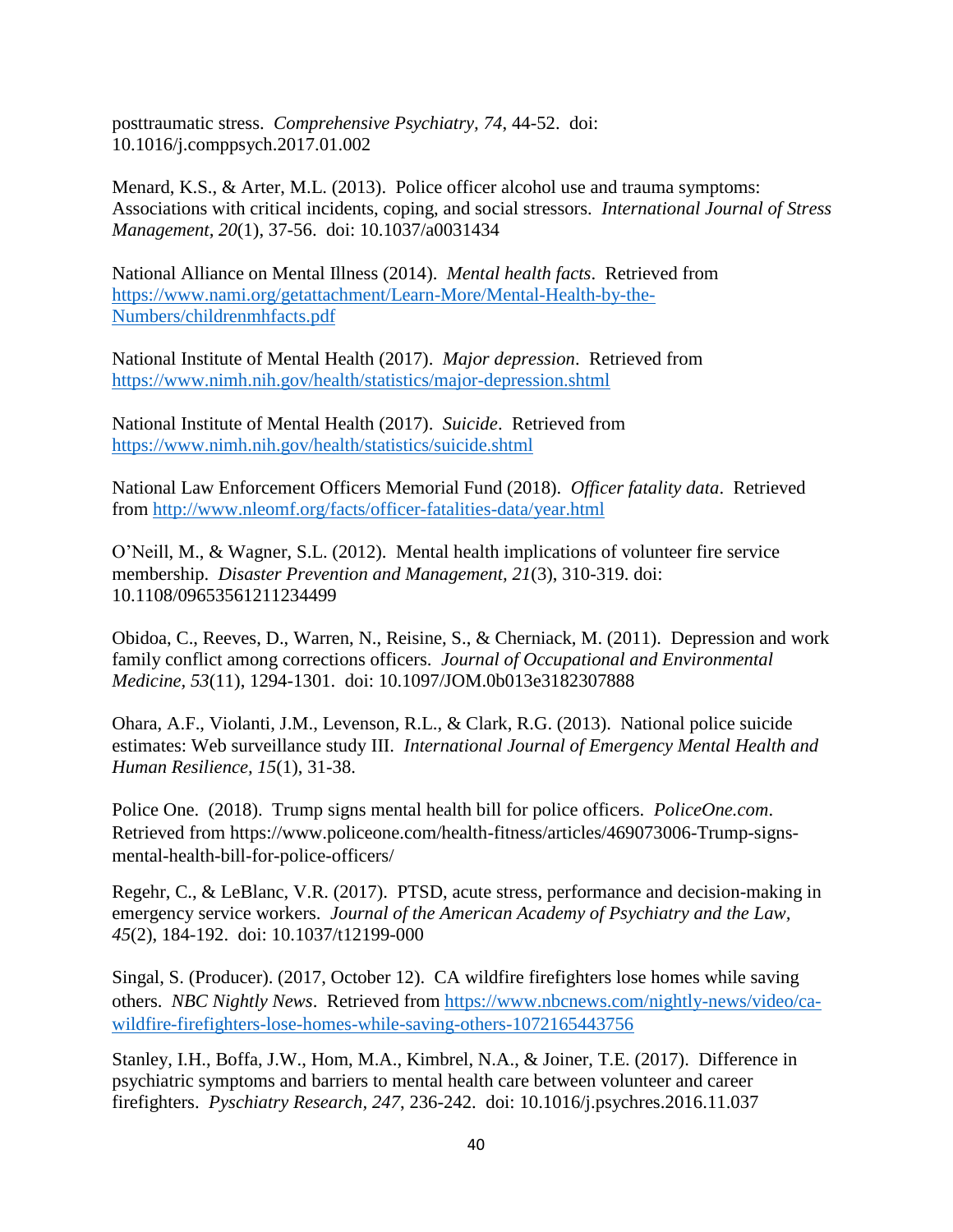posttraumatic stress. *Comprehensive Psychiatry, 74*, 44-52. doi: 10.1016/j.comppsych.2017.01.002

Menard, K.S., & Arter, M.L. (2013). Police officer alcohol use and trauma symptoms: Associations with critical incidents, coping, and social stressors. *International Journal of Stress Management, 20*(1), 37-56. doi: 10.1037/a0031434

National Alliance on Mental Illness (2014). *Mental health facts*. Retrieved from https://www.nami.org/getattachment/Learn-More/Mental-Health-by-the-Numbers/childrenmhfacts.pdf

National Institute of Mental Health (2017). *Major depression*. Retrieved from https://www.nimh.nih.gov/health/statistics/major-depression.shtml

National Institute of Mental Health (2017). *Suicide*. Retrieved from https://www.nimh.nih.gov/health/statistics/suicide.shtml

National Law Enforcement Officers Memorial Fund (2018). *Officer fatality data*. Retrieved from http://www.nleomf.org/facts/officer-fatalities-data/year.html

O'Neill, M., & Wagner, S.L. (2012). Mental health implications of volunteer fire service membership. *Disaster Prevention and Management, 21*(3), 310-319. doi: 10.1108/09653561211234499

Obidoa, C., Reeves, D., Warren, N., Reisine, S., & Cherniack, M. (2011). Depression and work family conflict among corrections officers. *Journal of Occupational and Environmental Medicine, 53*(11), 1294-1301. doi: 10.1097/JOM.0b013e3182307888

Ohara, A.F., Violanti, J.M., Levenson, R.L., & Clark, R.G. (2013). National police suicide estimates: Web surveillance study III. *International Journal of Emergency Mental Health and Human Resilience, 15*(1), 31-38.

Police One. (2018). Trump signs mental health bill for police officers. *PoliceOne.com*. Retrieved from https://www.policeone.com/health-fitness/articles/469073006-Trump-signs-mental-health-bill-for-police-officers/

Regehr, C., & LeBlanc, V.R. (2017). PTSD, acute stress, performance and decision-making in emergency service workers. *Journal of the American Academy of Psychiatry and the Law, 45*(2), 184-192. doi: 10.1037/t12199-000

Singal, S. (Producer). (2017, October 12). CA wildfire firefighters lose homes while saving others. *NBC Nightly News*. Retrieved from https://www.nbcnews.com/nightly-news/video/ca-wildfire-firefighters-lose-homes-while-saving-others-1072165443756

Stanley, I.H., Boffa, J.W., Hom, M.A., Kimbrel, N.A., & Joiner, T.E. (2017). Difference in psychiatric symptoms and barriers to mental health care between volunteer and career firefighters. *Pyschiatry Research, 247*, 236-242. doi: 10.1016/j.psychres.2016.11.037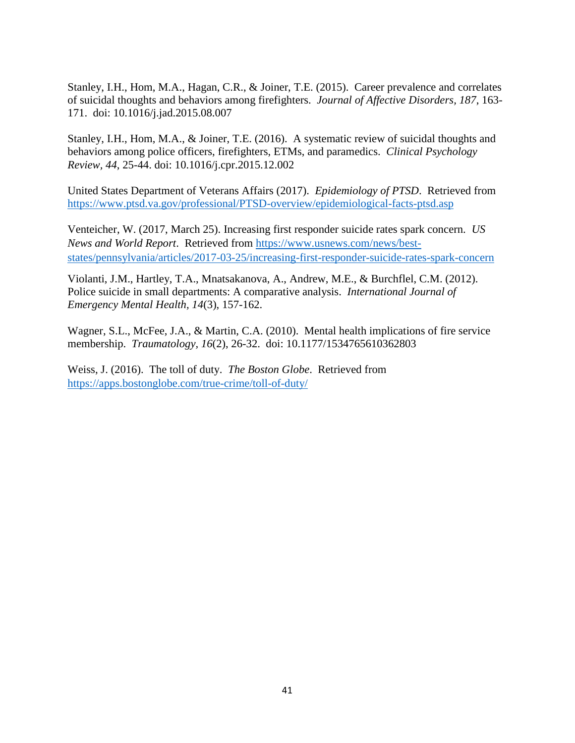Stanley, I.H., Hom, M.A., Hagan, C.R., & Joiner, T.E. (2015). Career prevalence and correlates of suicidal thoughts and behaviors among firefighters. *Journal of Affective Disorders, 187*, 163-171. doi: 10.1016/j.jad.2015.08.007

Stanley, I.H., Hom, M.A., & Joiner, T.E. (2016). A systematic review of suicidal thoughts and behaviors among police officers, firefighters, ETMs, and paramedics. *Clinical Psychology Review, 44*, 25-44. doi: 10.1016/j.cpr.2015.12.002

United States Department of Veterans Affairs (2017). *Epidemiology of PTSD*. Retrieved from https://www.ptsd.va.gov/professional/PTSD-overview/epidemiological-facts-ptsd.asp

Venteicher, W. (2017, March 25). Increasing first responder suicide rates spark concern. *US News and World Report*. Retrieved from https://www.usnews.com/news/best-states/pennsylvania/articles/2017-03-25/increasing-first-responder-suicide-rates-spark-concern

Violanti, J.M., Hartley, T.A., Mnatsakanova, A., Andrew, M.E., & Burchflel, C.M. (2012). Police suicide in small departments: A comparative analysis. *International Journal of Emergency Mental Health, 14*(3), 157-162.

Wagner, S.L., McFee, J.A., & Martin, C.A. (2010). Mental health implications of fire service membership. *Traumatology, 16*(2), 26-32. doi: 10.1177/1534765610362803

Weiss, J. (2016). The toll of duty. *The Boston Globe*. Retrieved from https://apps.bostonglobe.com/true-crime/toll-of-duty/